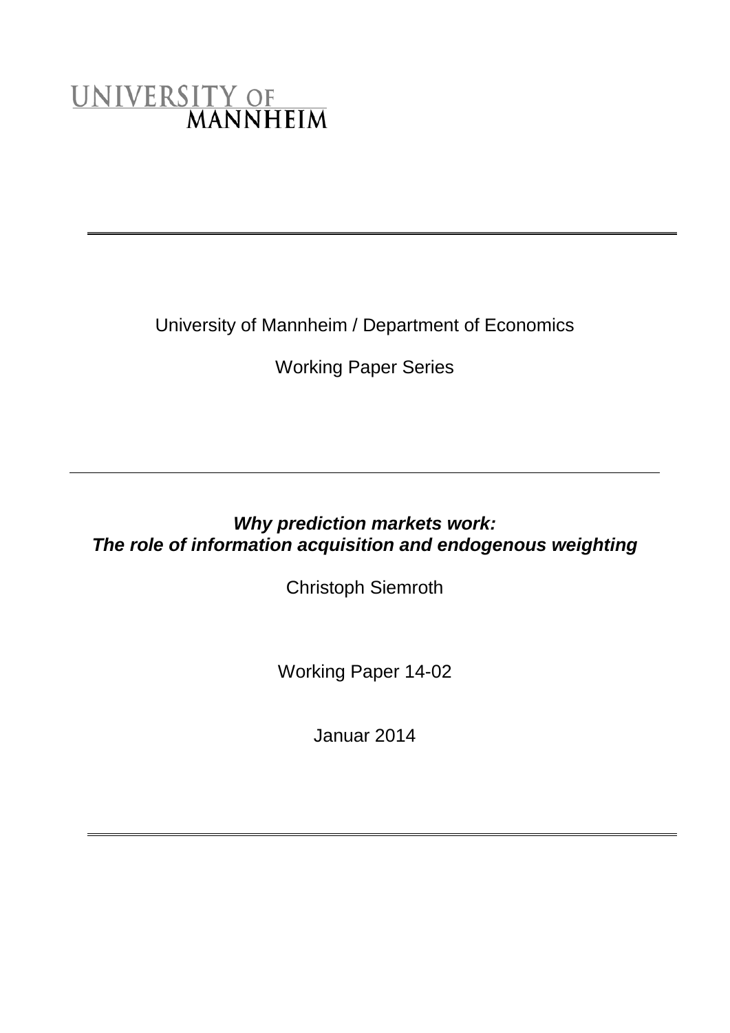UNIVERSITY OF MANNHEIM

University of Mannheim / Department of Economics

Working Paper Series

***Why prediction markets work: The role of information acquisition and endogenous weighting***

Christoph Siemroth

Working Paper 14-02

Januar 2014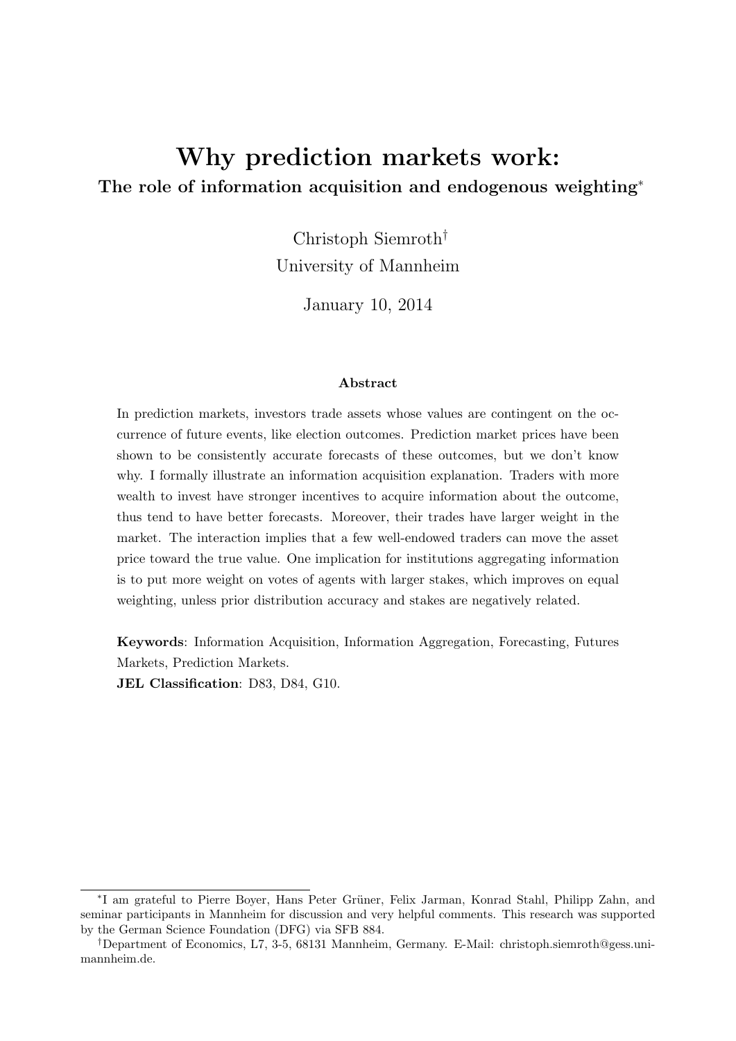# Why prediction markets work:

## The role of information acquisition and endogenous weighting*

Christoph Siemroth†

University of Mannheim

January 10, 2014

### Abstract

In prediction markets, investors trade assets whose values are contingent on the occurrence of future events, like election outcomes. Prediction market prices have been shown to be consistently accurate forecasts of these outcomes, but we don't know why. I formally illustrate an information acquisition explanation. Traders with more wealth to invest have stronger incentives to acquire information about the outcome, thus tend to have better forecasts. Moreover, their trades have larger weight in the market. The interaction implies that a few well-endowed traders can move the asset price toward the true value. One implication for institutions aggregating information is to put more weight on votes of agents with larger stakes, which improves on equal weighting, unless prior distribution accuracy and stakes are negatively related.

**Keywords**: Information Acquisition, Information Aggregation, Forecasting, Futures Markets, Prediction Markets.

**JEL Classification**: D83, D84, G10.

---

*I am grateful to Pierre Boyer, Hans Peter Grüner, Felix Jarman, Konrad Stahl, Philipp Zahn, and seminar participants in Mannheim for discussion and very helpful comments. This research was supported by the German Science Foundation (DFG) via SFB 884.

†Department of Economics, L7, 3-5, 68131 Mannheim, Germany. E-Mail: christoph.siemroth@gess.uni-mannheim.de.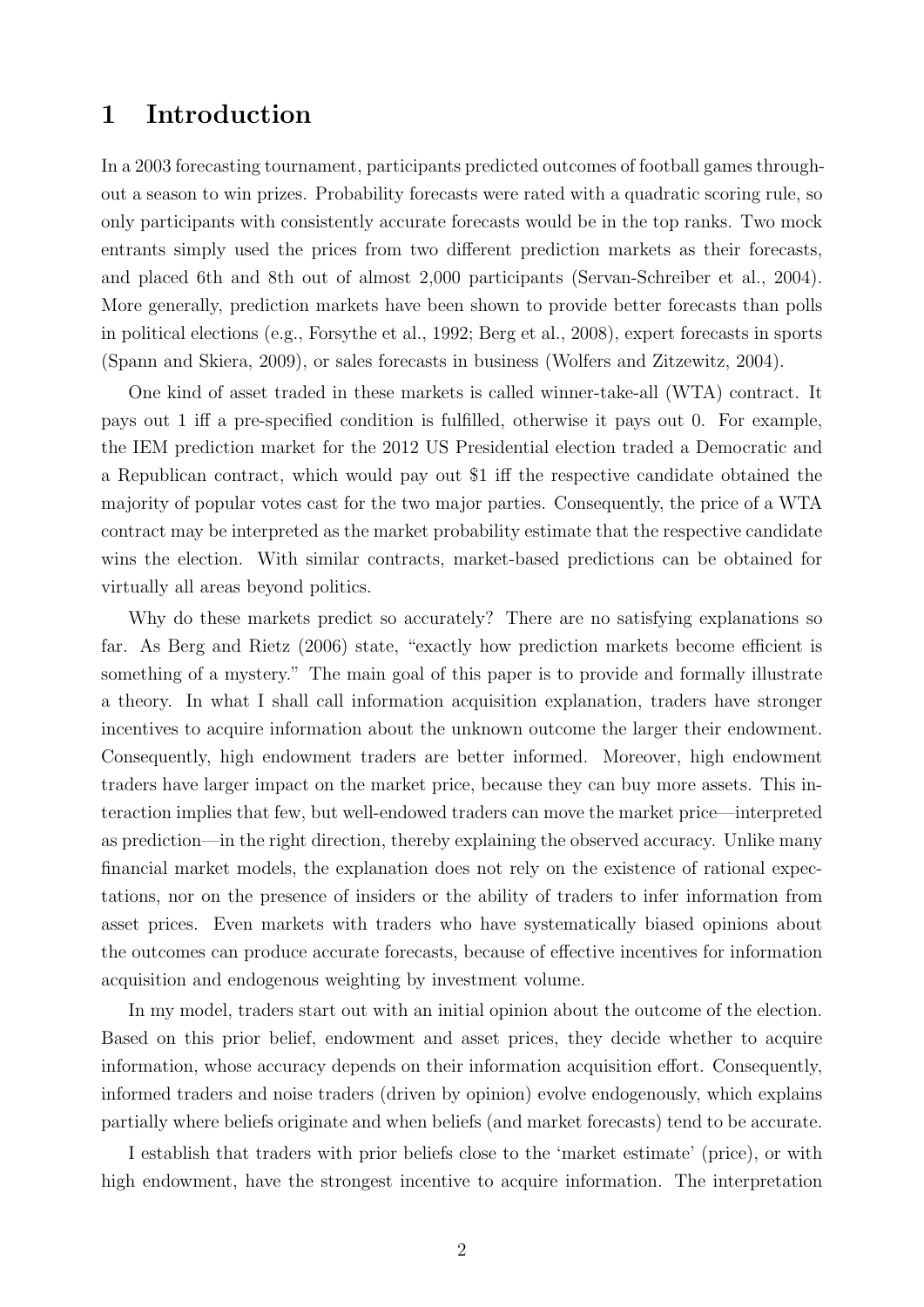# 1 Introduction

In a 2003 forecasting tournament, participants predicted outcomes of football games throughout a season to win prizes. Probability forecasts were rated with a quadratic scoring rule, so only participants with consistently accurate forecasts would be in the top ranks. Two mock entrants simply used the prices from two different prediction markets as their forecasts, and placed 6th and 8th out of almost 2,000 participants (Servan-Schreiber et al., 2004). More generally, prediction markets have been shown to provide better forecasts than polls in political elections (e.g., Forsythe et al., 1992; Berg et al., 2008), expert forecasts in sports (Spann and Skiera, 2009), or sales forecasts in business (Wolfers and Zitzewitz, 2004).

One kind of asset traded in these markets is called winner-take-all (WTA) contract. It pays out 1 iff a pre-specified condition is fulfilled, otherwise it pays out 0. For example, the IEM prediction market for the 2012 US Presidential election traded a Democratic and a Republican contract, which would pay out $1 iff the respective candidate obtained the majority of popular votes cast for the two major parties. Consequently, the price of a WTA contract may be interpreted as the market probability estimate that the respective candidate wins the election. With similar contracts, market-based predictions can be obtained for virtually all areas beyond politics.

Why do these markets predict so accurately? There are no satisfying explanations so far. As Berg and Rietz (2006) state, "exactly how prediction markets become efficient is something of a mystery." The main goal of this paper is to provide and formally illustrate a theory. In what I shall call information acquisition explanation, traders have stronger incentives to acquire information about the unknown outcome the larger their endowment. Consequently, high endowment traders are better informed. Moreover, high endowment traders have larger impact on the market price, because they can buy more assets. This interaction implies that few, but well-endowed traders can move the market price—interpreted as prediction—in the right direction, thereby explaining the observed accuracy. Unlike many financial market models, the explanation does not rely on the existence of rational expectations, nor on the presence of insiders or the ability of traders to infer information from asset prices. Even markets with traders who have systematically biased opinions about the outcomes can produce accurate forecasts, because of effective incentives for information acquisition and endogenous weighting by investment volume.

In my model, traders start out with an initial opinion about the outcome of the election. Based on this prior belief, endowment and asset prices, they decide whether to acquire information, whose accuracy depends on their information acquisition effort. Consequently, informed traders and noise traders (driven by opinion) evolve endogenously, which explains partially where beliefs originate and when beliefs (and market forecasts) tend to be accurate.

I establish that traders with prior beliefs close to the 'market estimate' (price), or with high endowment, have the strongest incentive to acquire information. The interpretation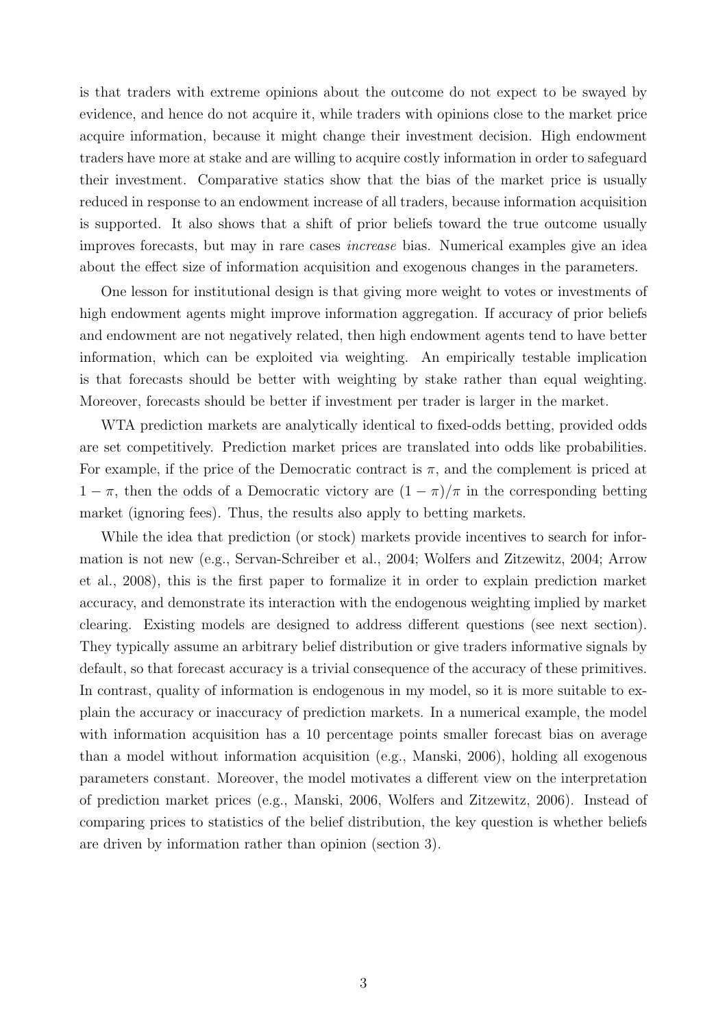is that traders with extreme opinions about the outcome do not expect to be swayed by evidence, and hence do not acquire it, while traders with opinions close to the market price acquire information, because it might change their investment decision. High endowment traders have more at stake and are willing to acquire costly information in order to safeguard their investment. Comparative statics show that the bias of the market price is usually reduced in response to an endowment increase of all traders, because information acquisition is supported. It also shows that a shift of prior beliefs toward the true outcome usually improves forecasts, but may in rare cases *increase* bias. Numerical examples give an idea about the effect size of information acquisition and exogenous changes in the parameters.

One lesson for institutional design is that giving more weight to votes or investments of high endowment agents might improve information aggregation. If accuracy of prior beliefs and endowment are not negatively related, then high endowment agents tend to have better information, which can be exploited via weighting. An empirically testable implication is that forecasts should be better with weighting by stake rather than equal weighting. Moreover, forecasts should be better if investment per trader is larger in the market.

WTA prediction markets are analytically identical to fixed-odds betting, provided odds are set competitively. Prediction market prices are translated into odds like probabilities. For example, if the price of the Democratic contract is $\pi$, and the complement is priced at $1 - \pi$, then the odds of a Democratic victory are $(1 - \pi)/\pi$ in the corresponding betting market (ignoring fees). Thus, the results also apply to betting markets.

While the idea that prediction (or stock) markets provide incentives to search for information is not new (e.g., Servan-Schreiber et al., 2004; Wolfers and Zitzewitz, 2004; Arrow et al., 2008), this is the first paper to formalize it in order to explain prediction market accuracy, and demonstrate its interaction with the endogenous weighting implied by market clearing. Existing models are designed to address different questions (see next section). They typically assume an arbitrary belief distribution or give traders informative signals by default, so that forecast accuracy is a trivial consequence of the accuracy of these primitives. In contrast, quality of information is endogenous in my model, so it is more suitable to explain the accuracy or inaccuracy of prediction markets. In a numerical example, the model with information acquisition has a 10 percentage points smaller forecast bias on average than a model without information acquisition (e.g., Manski, 2006), holding all exogenous parameters constant. Moreover, the model motivates a different view on the interpretation of prediction market prices (e.g., Manski, 2006, Wolfers and Zitzewitz, 2006). Instead of comparing prices to statistics of the belief distribution, the key question is whether beliefs are driven by information rather than opinion (section 3).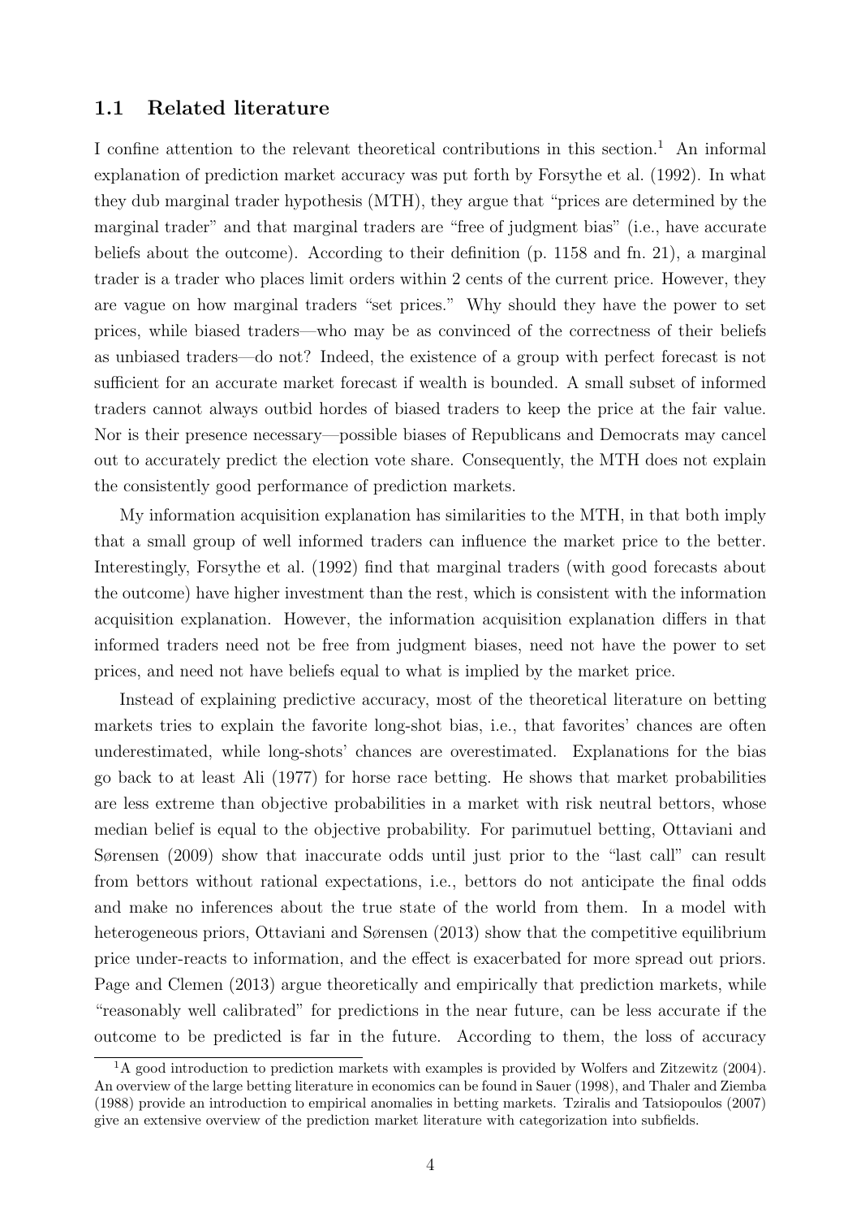## 1.1 Related literature

I confine attention to the relevant theoretical contributions in this section.[1] An informal explanation of prediction market accuracy was put forth by Forsythe et al. (1992). In what they dub marginal trader hypothesis (MTH), they argue that "prices are determined by the marginal trader" and that marginal traders are "free of judgment bias" (i.e., have accurate beliefs about the outcome). According to their definition (p. 1158 and fn. 21), a marginal trader is a trader who places limit orders within 2 cents of the current price. However, they are vague on how marginal traders "set prices." Why should they have the power to set prices, while biased traders—who may be as convinced of the correctness of their beliefs as unbiased traders—do not? Indeed, the existence of a group with perfect forecast is not sufficient for an accurate market forecast if wealth is bounded. A small subset of informed traders cannot always outbid hordes of biased traders to keep the price at the fair value. Nor is their presence necessary—possible biases of Republicans and Democrats may cancel out to accurately predict the election vote share. Consequently, the MTH does not explain the consistently good performance of prediction markets.

My information acquisition explanation has similarities to the MTH, in that both imply that a small group of well informed traders can influence the market price to the better. Interestingly, Forsythe et al. (1992) find that marginal traders (with good forecasts about the outcome) have higher investment than the rest, which is consistent with the information acquisition explanation. However, the information acquisition explanation differs in that informed traders need not be free from judgment biases, need not have the power to set prices, and need not have beliefs equal to what is implied by the market price.

Instead of explaining predictive accuracy, most of the theoretical literature on betting markets tries to explain the favorite long-shot bias, i.e., that favorites' chances are often underestimated, while long-shots' chances are overestimated. Explanations for the bias go back to at least Ali (1977) for horse race betting. He shows that market probabilities are less extreme than objective probabilities in a market with risk neutral bettors, whose median belief is equal to the objective probability. For parimutuel betting, Ottaviani and Sørensen (2009) show that inaccurate odds until just prior to the "last call" can result from bettors without rational expectations, i.e., bettors do not anticipate the final odds and make no inferences about the true state of the world from them. In a model with heterogeneous priors, Ottaviani and Sørensen (2013) show that the competitive equilibrium price under-reacts to information, and the effect is exacerbated for more spread out priors. Page and Clemen (2013) argue theoretically and empirically that prediction markets, while "reasonably well calibrated" for predictions in the near future, can be less accurate if the outcome to be predicted is far in the future. According to them, the loss of accuracy

[1] A good introduction to prediction markets with examples is provided by Wolfers and Zitzewitz (2004). An overview of the large betting literature in economics can be found in Sauer (1998), and Thaler and Ziemba (1988) provide an introduction to empirical anomalies in betting markets. Tziralis and Tatsiopoulos (2007) give an extensive overview of the prediction market literature with categorization into subfields.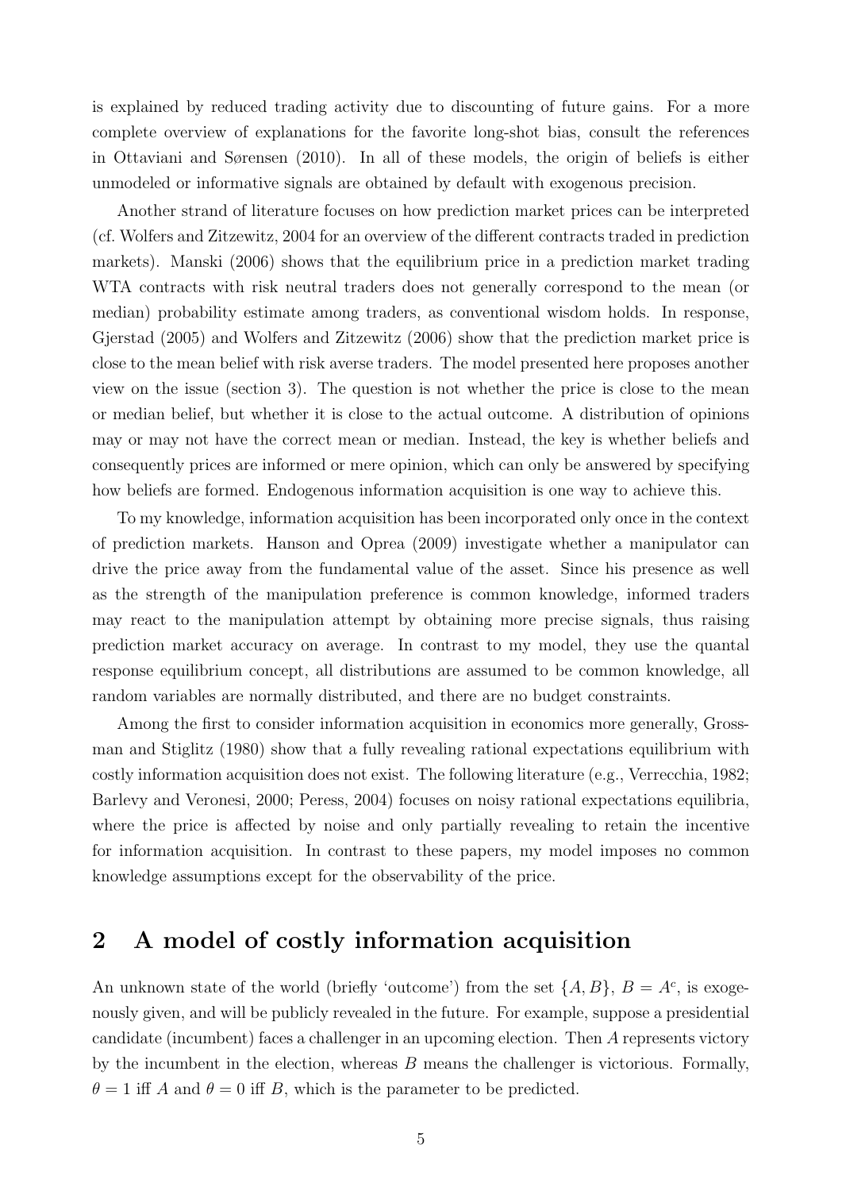is explained by reduced trading activity due to discounting of future gains. For a more complete overview of explanations for the favorite long-shot bias, consult the references in Ottaviani and Sørensen (2010). In all of these models, the origin of beliefs is either unmodeled or informative signals are obtained by default with exogenous precision.

Another strand of literature focuses on how prediction market prices can be interpreted (cf. Wolfers and Zitzewitz, 2004 for an overview of the different contracts traded in prediction markets). Manski (2006) shows that the equilibrium price in a prediction market trading WTA contracts with risk neutral traders does not generally correspond to the mean (or median) probability estimate among traders, as conventional wisdom holds. In response, Gjerstad (2005) and Wolfers and Zitzewitz (2006) show that the prediction market price is close to the mean belief with risk averse traders. The model presented here proposes another view on the issue (section 3). The question is not whether the price is close to the mean or median belief, but whether it is close to the actual outcome. A distribution of opinions may or may not have the correct mean or median. Instead, the key is whether beliefs and consequently prices are informed or mere opinion, which can only be answered by specifying how beliefs are formed. Endogenous information acquisition is one way to achieve this.

To my knowledge, information acquisition has been incorporated only once in the context of prediction markets. Hanson and Oprea (2009) investigate whether a manipulator can drive the price away from the fundamental value of the asset. Since his presence as well as the strength of the manipulation preference is common knowledge, informed traders may react to the manipulation attempt by obtaining more precise signals, thus raising prediction market accuracy on average. In contrast to my model, they use the quantal response equilibrium concept, all distributions are assumed to be common knowledge, all random variables are normally distributed, and there are no budget constraints.

Among the first to consider information acquisition in economics more generally, Grossman and Stiglitz (1980) show that a fully revealing rational expectations equilibrium with costly information acquisition does not exist. The following literature (e.g., Verrecchia, 1982; Barlevy and Veronesi, 2000; Peress, 2004) focuses on noisy rational expectations equilibria, where the price is affected by noise and only partially revealing to retain the incentive for information acquisition. In contrast to these papers, my model imposes no common knowledge assumptions except for the observability of the price.

## 2 A model of costly information acquisition

An unknown state of the world (briefly 'outcome') from the set $\{A, B\}$, $B = A^c$, is exogenously given, and will be publicly revealed in the future. For example, suppose a presidential candidate (incumbent) faces a challenger in an upcoming election. Then $A$ represents victory by the incumbent in the election, whereas $B$ means the challenger is victorious. Formally, $\theta = 1$ iff $A$ and $\theta = 0$ iff $B$, which is the parameter to be predicted.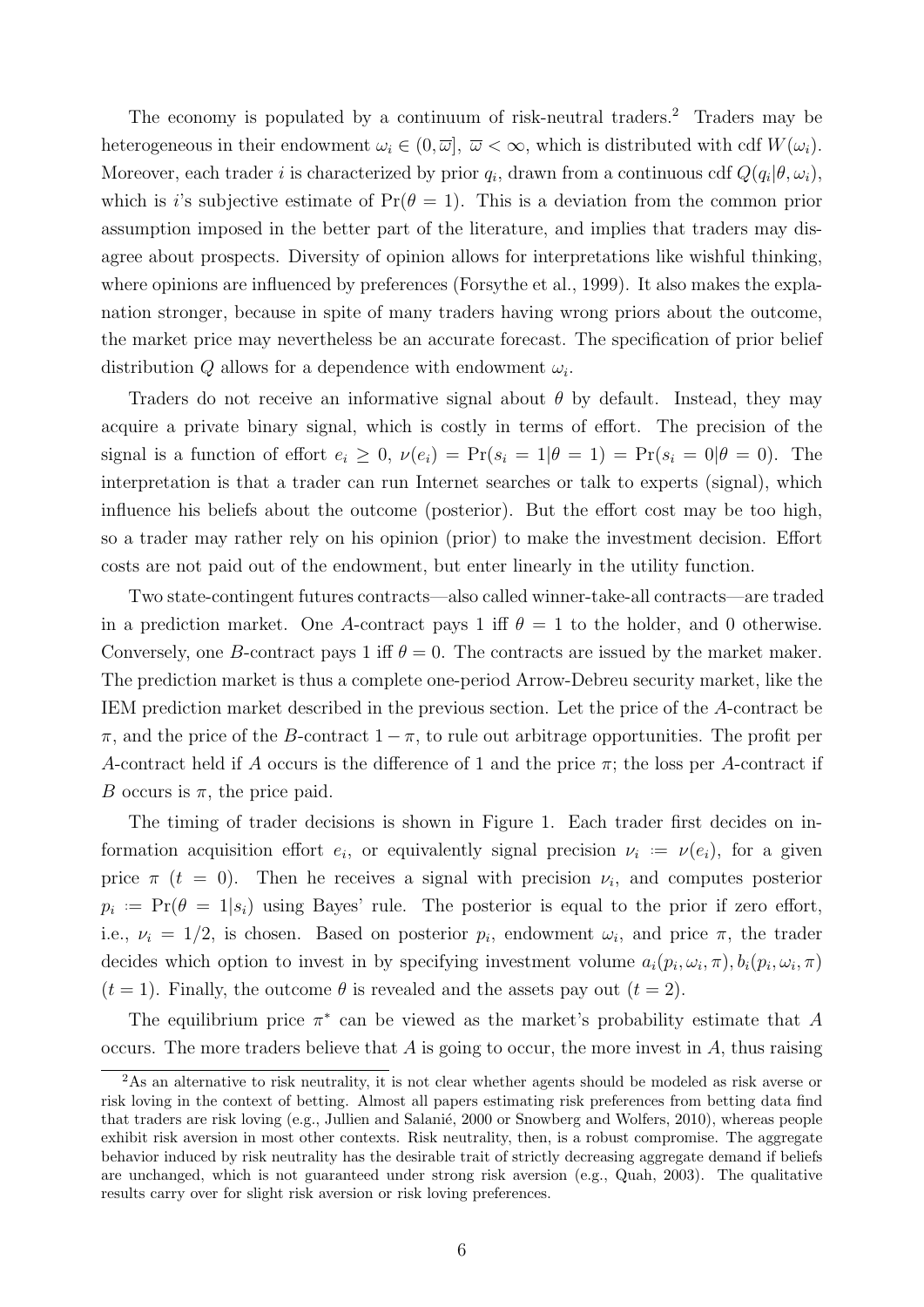The economy is populated by a continuum of risk-neutral traders.[2] Traders may be heterogeneous in their endowment $\omega_i \in (0, \overline{\omega}]$, $\overline{\omega} < \infty$, which is distributed with cdf $W(\omega_i)$. Moreover, each trader $i$ is characterized by prior $q_i$, drawn from a continuous cdf $Q(q_i|\theta, \omega_i)$, which is $i$'s subjective estimate of $\Pr(\theta = 1)$. This is a deviation from the common prior assumption imposed in the better part of the literature, and implies that traders may disagree about prospects. Diversity of opinion allows for interpretations like wishful thinking, where opinions are influenced by preferences (Forsythe et al., 1999). It also makes the explanation stronger, because in spite of many traders having wrong priors about the outcome, the market price may nevertheless be an accurate forecast. The specification of prior belief distribution $Q$ allows for a dependence with endowment $\omega_i$.

Traders do not receive an informative signal about $\theta$ by default. Instead, they may acquire a private binary signal, which is costly in terms of effort. The precision of the signal is a function of effort $e_i \geq 0$, $\nu(e_i) = \Pr(s_i = 1|\theta = 1) = \Pr(s_i = 0|\theta = 0)$. The interpretation is that a trader can run Internet searches or talk to experts (signal), which influence his beliefs about the outcome (posterior). But the effort cost may be too high, so a trader may rather rely on his opinion (prior) to make the investment decision. Effort costs are not paid out of the endowment, but enter linearly in the utility function.

Two state-contingent futures contracts—also called winner-take-all contracts—are traded in a prediction market. One $A$-contract pays 1 iff $\theta = 1$ to the holder, and 0 otherwise. Conversely, one $B$-contract pays 1 iff $\theta = 0$. The contracts are issued by the market maker. The prediction market is thus a complete one-period Arrow-Debreu security market, like the IEM prediction market described in the previous section. Let the price of the $A$-contract be $\pi$, and the price of the $B$-contract $1 - \pi$, to rule out arbitrage opportunities. The profit per $A$-contract held if $A$ occurs is the difference of 1 and the price $\pi$; the loss per $A$-contract if $B$ occurs is $\pi$, the price paid.

The timing of trader decisions is shown in Figure 1. Each trader first decides on information acquisition effort $e_i$, or equivalently signal precision $\nu_i := \nu(e_i)$, for a given price $\pi$ ($t = 0$). Then he receives a signal with precision $\nu_i$, and computes posterior $p_i := \Pr(\theta = 1|s_i)$ using Bayes' rule. The posterior is equal to the prior if zero effort, i.e., $\nu_i = 1/2$, is chosen. Based on posterior $p_i$, endowment $\omega_i$, and price $\pi$, the trader decides which option to invest in by specifying investment volume $a_i(p_i, \omega_i, \pi), b_i(p_i, \omega_i, \pi)$ ($t = 1$). Finally, the outcome $\theta$ is revealed and the assets pay out ($t = 2$).

The equilibrium price $\pi^*$ can be viewed as the market's probability estimate that $A$ occurs. The more traders believe that $A$ is going to occur, the more invest in $A$, thus raising

[2] As an alternative to risk neutrality, it is not clear whether agents should be modeled as risk averse or risk loving in the context of betting. Almost all papers estimating risk preferences from betting data find that traders are risk loving (e.g., Jullien and Salanié, 2000 or Snowberg and Wolfers, 2010), whereas people exhibit risk aversion in most other contexts. Risk neutrality, then, is a robust compromise. The aggregate behavior induced by risk neutrality has the desirable trait of strictly decreasing aggregate demand if beliefs are unchanged, which is not guaranteed under strong risk aversion (e.g., Quah, 2003). The qualitative results carry over for slight risk aversion or risk loving preferences.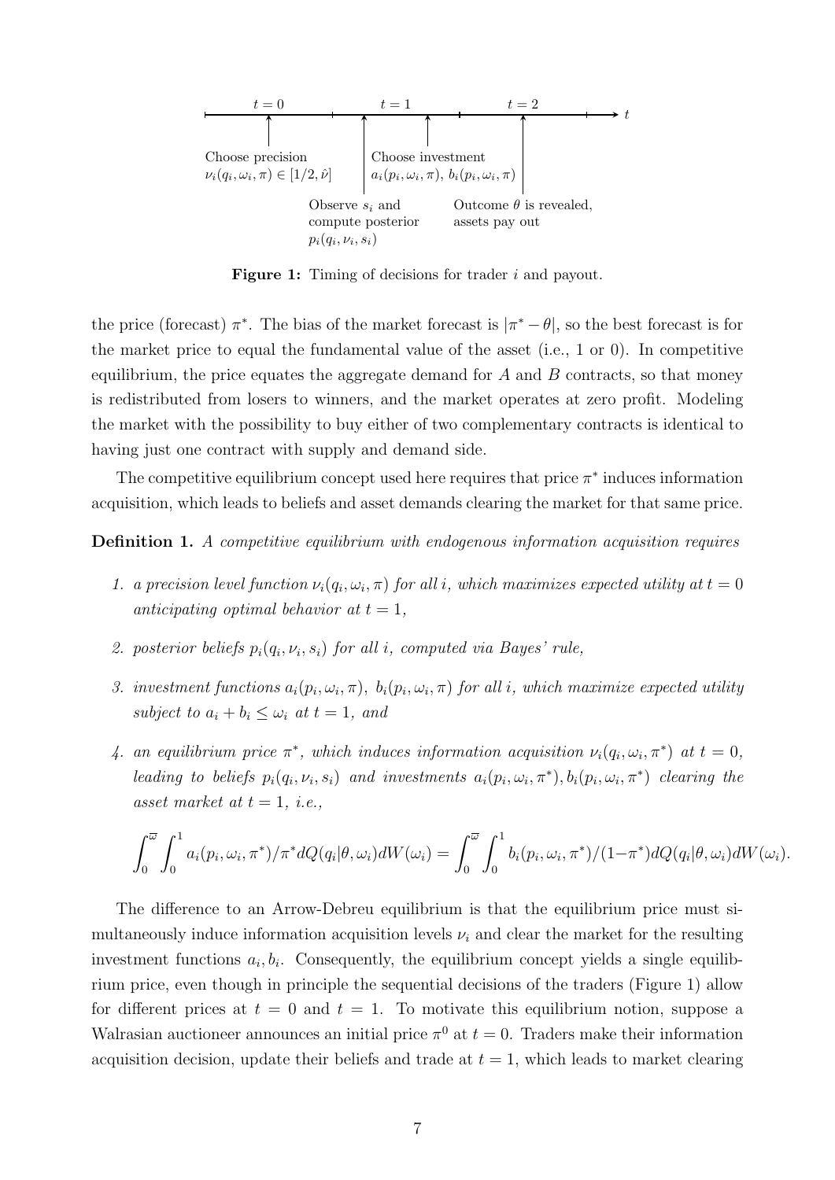Choose precision $\nu_i(q_i, \omega_i, \pi) \in [1/2, \hat{\nu}]$ at $t=0$; observe $s_i$ and compute posterior $p_i(q_i, \nu_i, s_i)$; choose investment $a_i(p_i, \omega_i, \pi)$, $b_i(p_i, \omega_i, \pi)$ at $t=1$; outcome $\theta$ is revealed, assets pay out at $t=2$.

**Figure 1:** Timing of decisions for trader $i$ and payout.

the price (forecast) $\pi^*$. The bias of the market forecast is $|\pi^* - \theta|$, so the best forecast is for the market price to equal the fundamental value of the asset (i.e., 1 or 0). In competitive equilibrium, the price equates the aggregate demand for $A$ and $B$ contracts, so that money is redistributed from losers to winners, and the market operates at zero profit. Modeling the market with the possibility to buy either of two complementary contracts is identical to having just one contract with supply and demand side.

The competitive equilibrium concept used here requires that price $\pi^*$ induces information acquisition, which leads to beliefs and asset demands clearing the market for that same price.

**Definition 1.** *A competitive equilibrium with endogenous information acquisition requires*

1. *a precision level function $\nu_i(q_i, \omega_i, \pi)$ for all $i$, which maximizes expected utility at $t = 0$ anticipating optimal behavior at $t = 1$,*
2. *posterior beliefs $p_i(q_i, \nu_i, s_i)$ for all $i$, computed via Bayes' rule,*
3. *investment functions $a_i(p_i, \omega_i, \pi)$, $b_i(p_i, \omega_i, \pi)$ for all $i$, which maximize expected utility subject to $a_i + b_i \leq \omega_i$ at $t = 1$, and*
4. *an equilibrium price $\pi^*$, which induces information acquisition $\nu_i(q_i, \omega_i, \pi^*)$ at $t = 0$, leading to beliefs $p_i(q_i, \nu_i, s_i)$ and investments $a_i(p_i, \omega_i, \pi^*), b_i(p_i, \omega_i, \pi^*)$ clearing the asset market at $t = 1$, i.e.,*

$$\int_0^{\overline{\omega}} \int_0^1 a_i(p_i, \omega_i, \pi^*)/\pi^* dQ(q_i|\theta, \omega_i) dW(\omega_i) = \int_0^{\overline{\omega}} \int_0^1 b_i(p_i, \omega_i, \pi^*)/(1-\pi^*) dQ(q_i|\theta, \omega_i) dW(\omega_i).$$

The difference to an Arrow-Debreu equilibrium is that the equilibrium price must simultaneously induce information acquisition levels $\nu_i$ and clear the market for the resulting investment functions $a_i, b_i$. Consequently, the equilibrium concept yields a single equilibrium price, even though in principle the sequential decisions of the traders (Figure 1) allow for different prices at $t = 0$ and $t = 1$. To motivate this equilibrium notion, suppose a Walrasian auctioneer announces an initial price $\pi^0$ at $t = 0$. Traders make their information acquisition decision, update their beliefs and trade at $t = 1$, which leads to market clearing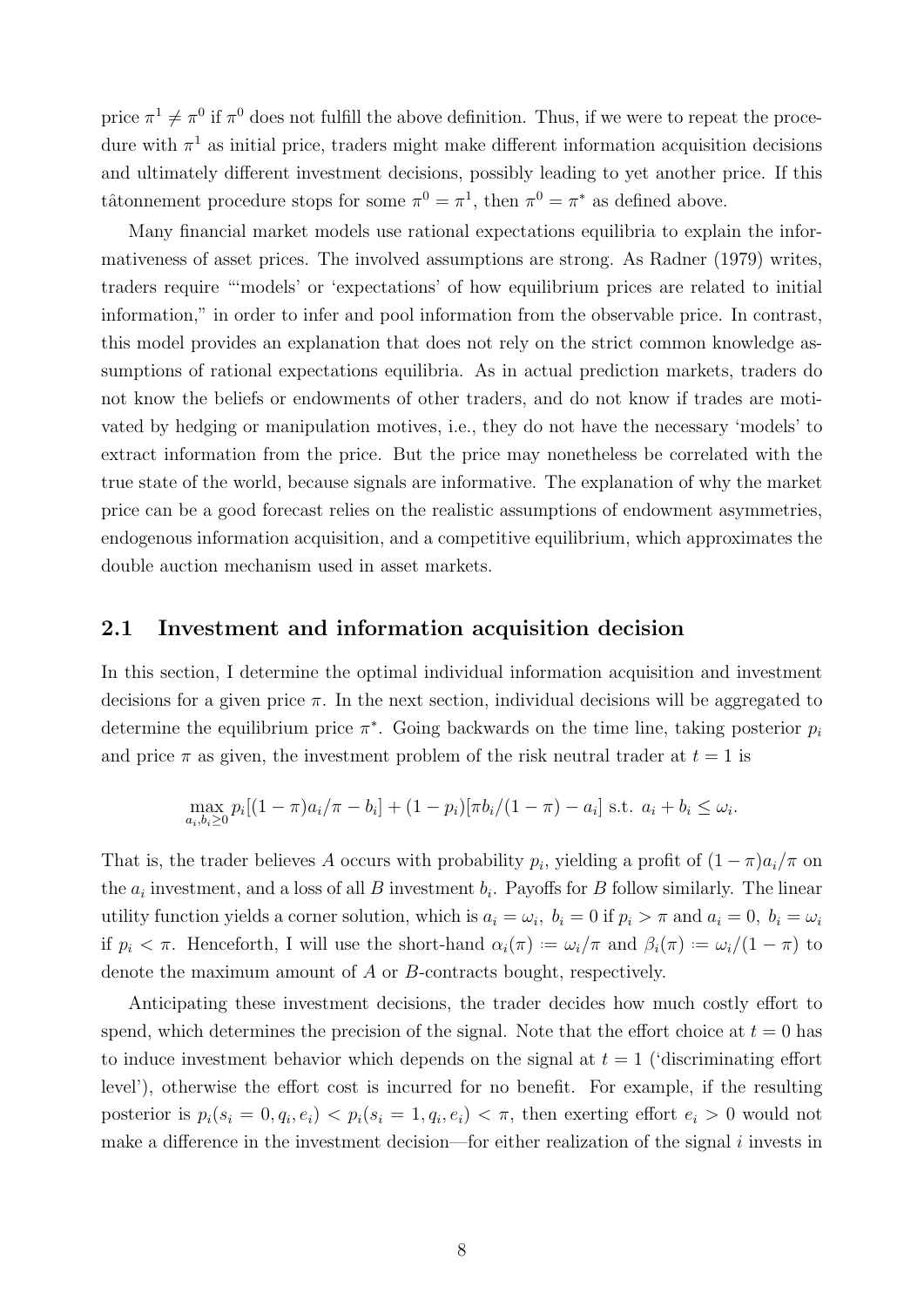price $\pi^1 \neq \pi^0$ if $\pi^0$ does not fulfill the above definition. Thus, if we were to repeat the procedure with $\pi^1$ as initial price, traders might make different information acquisition decisions and ultimately different investment decisions, possibly leading to yet another price. If this tâtonnement procedure stops for some $\pi^0 = \pi^1$, then $\pi^0 = \pi^*$ as defined above.

Many financial market models use rational expectations equilibria to explain the informativeness of asset prices. The involved assumptions are strong. As Radner (1979) writes, traders require "'models' or 'expectations' of how equilibrium prices are related to initial information," in order to infer and pool information from the observable price. In contrast, this model provides an explanation that does not rely on the strict common knowledge assumptions of rational expectations equilibria. As in actual prediction markets, traders do not know the beliefs or endowments of other traders, and do not know if trades are motivated by hedging or manipulation motives, i.e., they do not have the necessary 'models' to extract information from the price. But the price may nonetheless be correlated with the true state of the world, because signals are informative. The explanation of why the market price can be a good forecast relies on the realistic assumptions of endowment asymmetries, endogenous information acquisition, and a competitive equilibrium, which approximates the double auction mechanism used in asset markets.

## 2.1 Investment and information acquisition decision

In this section, I determine the optimal individual information acquisition and investment decisions for a given price $\pi$. In the next section, individual decisions will be aggregated to determine the equilibrium price $\pi^*$. Going backwards on the time line, taking posterior $p_i$ and price $\pi$ as given, the investment problem of the risk neutral trader at $t = 1$ is

$$\max_{a_i, b_i \geq 0} p_i[(1-\pi)a_i/\pi - b_i] + (1-p_i)[\pi b_i/(1-\pi) - a_i] \text{ s.t. } a_i + b_i \leq \omega_i.$$

That is, the trader believes $A$ occurs with probability $p_i$, yielding a profit of $(1-\pi)a_i/\pi$ on the $a_i$ investment, and a loss of all $B$ investment $b_i$. Payoffs for $B$ follow similarly. The linear utility function yields a corner solution, which is $a_i = \omega_i,\ b_i = 0$ if $p_i > \pi$ and $a_i = 0,\ b_i = \omega_i$ if $p_i < \pi$. Henceforth, I will use the short-hand $\alpha_i(\pi) := \omega_i/\pi$ and $\beta_i(\pi) := \omega_i/(1-\pi)$ to denote the maximum amount of $A$ or $B$-contracts bought, respectively.

Anticipating these investment decisions, the trader decides how much costly effort to spend, which determines the precision of the signal. Note that the effort choice at $t = 0$ has to induce investment behavior which depends on the signal at $t = 1$ ('discriminating effort level'), otherwise the effort cost is incurred for no benefit. For example, if the resulting posterior is $p_i(s_i = 0, q_i, e_i) < p_i(s_i = 1, q_i, e_i) < \pi$, then exerting effort $e_i > 0$ would not make a difference in the investment decision—for either realization of the signal $i$ invests in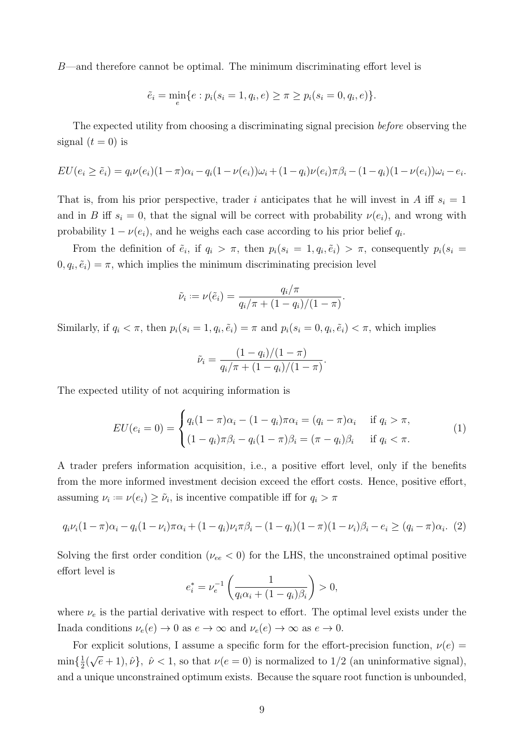$B$—and therefore cannot be optimal. The minimum discriminating effort level is

$$\tilde{e}_i = \min_e \{e : p_i(s_i = 1, q_i, e) \geq \pi \geq p_i(s_i = 0, q_i, e)\}.$$

The expected utility from choosing a discriminating signal precision *before* observing the signal ($t = 0$) is

$$EU(e_i \geq \tilde{e}_i) = q_i \nu(e_i)(1-\pi)\alpha_i - q_i(1-\nu(e_i))\omega_i + (1-q_i)\nu(e_i)\pi\beta_i - (1-q_i)(1-\nu(e_i))\omega_i - e_i.$$

That is, from his prior perspective, trader $i$ anticipates that he will invest in $A$ iff $s_i = 1$ and in $B$ iff $s_i = 0$, that the signal will be correct with probability $\nu(e_i)$, and wrong with probability $1 - \nu(e_i)$, and he weighs each case according to his prior belief $q_i$.

From the definition of $\tilde{e}_i$, if $q_i > \pi$, then $p_i(s_i = 1, q_i, \tilde{e}_i) > \pi$, consequently $p_i(s_i = 0, q_i, \tilde{e}_i) = \pi$, which implies the minimum discriminating precision level

$$\tilde{\nu}_i := \nu(\tilde{e}_i) = \frac{q_i/\pi}{q_i/\pi + (1-q_i)/(1-\pi)}.$$

Similarly, if $q_i < \pi$, then $p_i(s_i = 1, q_i, \tilde{e}_i) = \pi$ and $p_i(s_i = 0, q_i, \tilde{e}_i) < \pi$, which implies

$$\tilde{\nu}_i = \frac{(1-q_i)/(1-\pi)}{q_i/\pi + (1-q_i)/(1-\pi)}.$$

The expected utility of not acquiring information is

$$EU(e_i = 0) = \begin{cases} q_i(1-\pi)\alpha_i - (1-q_i)\pi\alpha_i = (q_i - \pi)\alpha_i & \text{if } q_i > \pi, \\ (1-q_i)\pi\beta_i - q_i(1-\pi)\beta_i = (\pi - q_i)\beta_i & \text{if } q_i < \pi. \end{cases} \tag{1}$$

A trader prefers information acquisition, i.e., a positive effort level, only if the benefits from the more informed investment decision exceed the effort costs. Hence, positive effort, assuming $\nu_i := \nu(e_i) \geq \tilde{\nu}_i$, is incentive compatible iff for $q_i > \pi$

$$q_i\nu_i(1-\pi)\alpha_i - q_i(1-\nu_i)\pi\alpha_i + (1-q_i)\nu_i\pi\beta_i - (1-q_i)(1-\pi)(1-\nu_i)\beta_i - e_i \geq (q_i - \pi)\alpha_i. \tag{2}$$

Solving the first order condition ($\nu_{ee} < 0$) for the LHS, the unconstrained optimal positive effort level is

$$e_i^* = \nu_e^{-1}\left(\frac{1}{q_i\alpha_i + (1-q_i)\beta_i}\right) > 0,$$

where $\nu_e$ is the partial derivative with respect to effort. The optimal level exists under the Inada conditions $\nu_e(e) \to 0$ as $e \to \infty$ and $\nu_e(e) \to \infty$ as $e \to 0$.

For explicit solutions, I assume a specific form for the effort-precision function, $\nu(e) = \min\{\frac{1}{2}(\sqrt{e}+1), \hat{\nu}\}$, $\hat{\nu} < 1$, so that $\nu(e = 0)$ is normalized to $1/2$ (an uninformative signal), and a unique unconstrained optimum exists. Because the square root function is unbounded,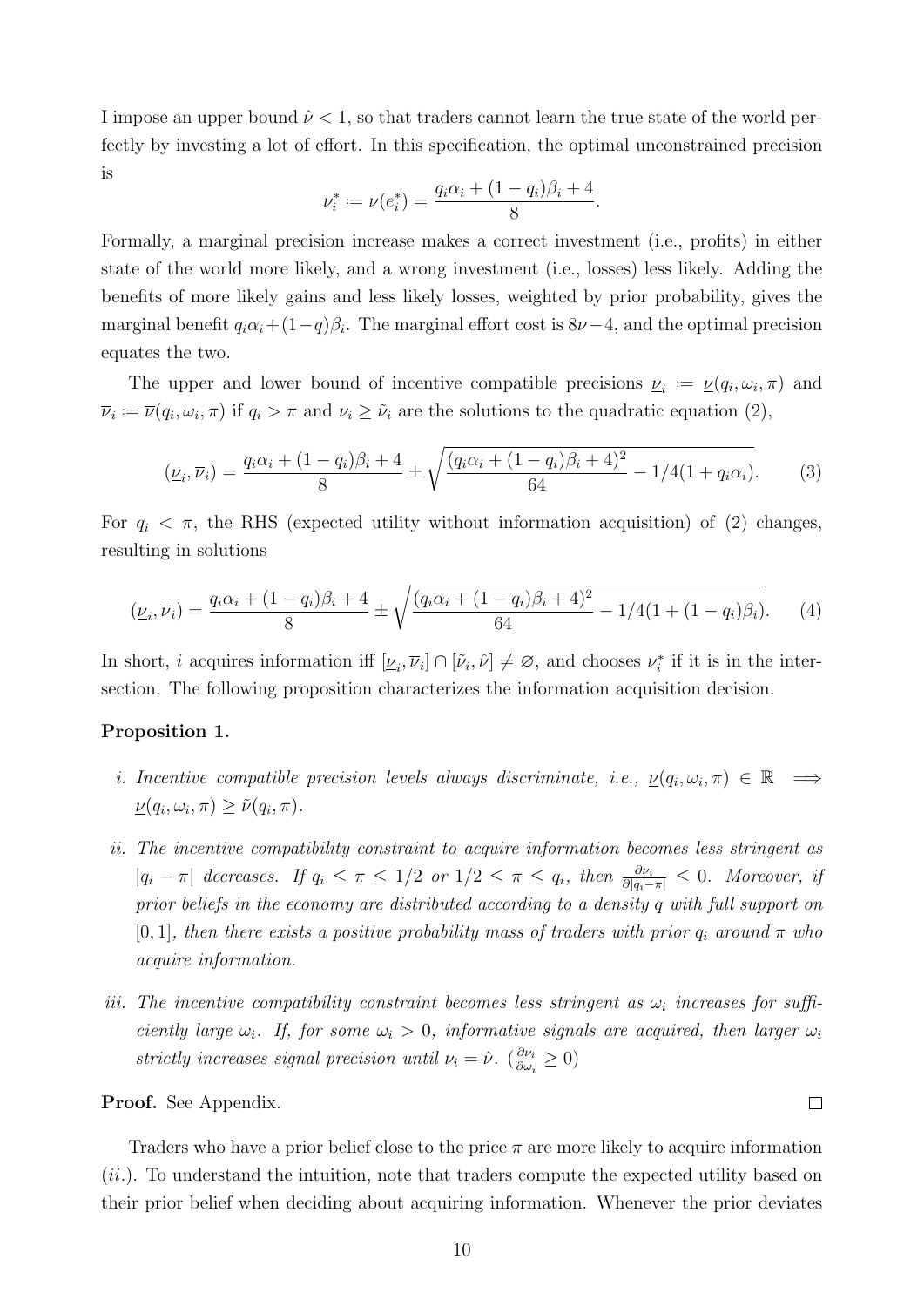I impose an upper bound $\hat{\nu} < 1$, so that traders cannot learn the true state of the world perfectly by investing a lot of effort. In this specification, the optimal unconstrained precision is

$$\nu_i^* := \nu(e_i^*) = \frac{q_i\alpha_i + (1-q_i)\beta_i + 4}{8}.$$

Formally, a marginal precision increase makes a correct investment (i.e., profits) in either state of the world more likely, and a wrong investment (i.e., losses) less likely. Adding the benefits of more likely gains and less likely losses, weighted by prior probability, gives the marginal benefit $q_i\alpha_i + (1-q)\beta_i$. The marginal effort cost is $8\nu - 4$, and the optimal precision equates the two.

The upper and lower bound of incentive compatible precisions $\underline{\nu}_i := \underline{\nu}(q_i, \omega_i, \pi)$ and $\overline{\nu}_i := \overline{\nu}(q_i, \omega_i, \pi)$ if $q_i > \pi$ and $\nu_i \geq \tilde{\nu}_i$ are the solutions to the quadratic equation (2),

$$(\underline{\nu}_i, \overline{\nu}_i) = \frac{q_i\alpha_i + (1-q_i)\beta_i + 4}{8} \pm \sqrt{\frac{(q_i\alpha_i + (1-q_i)\beta_i + 4)^2}{64} - 1/4(1 + q_i\alpha_i)}. \tag{3}$$

For $q_i < \pi$, the RHS (expected utility without information acquisition) of (2) changes, resulting in solutions

$$(\underline{\nu}_i, \overline{\nu}_i) = \frac{q_i\alpha_i + (1-q_i)\beta_i + 4}{8} \pm \sqrt{\frac{(q_i\alpha_i + (1-q_i)\beta_i + 4)^2}{64} - 1/4(1 + (1-q_i)\beta_i)}. \tag{4}$$

In short, $i$ acquires information iff $[\underline{\nu}_i, \overline{\nu}_i] \cap [\tilde{\nu}_i, \hat{\nu}] \neq \varnothing$, and chooses $\nu_i^*$ if it is in the intersection. The following proposition characterizes the information acquisition decision.

**Proposition 1.**

*i. Incentive compatible precision levels always discriminate, i.e.,* $\underline{\nu}(q_i, \omega_i, \pi) \in \mathbb{R} \implies \underline{\nu}(q_i, \omega_i, \pi) \geq \tilde{\nu}(q_i, \pi)$.

*ii. The incentive compatibility constraint to acquire information becomes less stringent as* $|q_i - \pi|$ *decreases. If* $q_i \leq \pi \leq 1/2$ *or* $1/2 \leq \pi \leq q_i$, *then* $\frac{\partial \nu_i}{\partial |q_i - \pi|} \leq 0$. *Moreover, if prior beliefs in the economy are distributed according to a density* $q$ *with full support on* $[0, 1]$, *then there exists a positive probability mass of traders with prior* $q_i$ *around* $\pi$ *who acquire information.*

*iii. The incentive compatibility constraint becomes less stringent as* $\omega_i$ *increases for sufficiently large* $\omega_i$. *If, for some* $\omega_i > 0$, *informative signals are acquired, then larger* $\omega_i$ *strictly increases signal precision until* $\nu_i = \hat{\nu}$. ($\frac{\partial \nu_i}{\partial \omega_i} \geq 0$)

**Proof.** See Appendix. □

Traders who have a prior belief close to the price $\pi$ are more likely to acquire information ($ii.$). To understand the intuition, note that traders compute the expected utility based on their prior belief when deciding about acquiring information. Whenever the prior deviates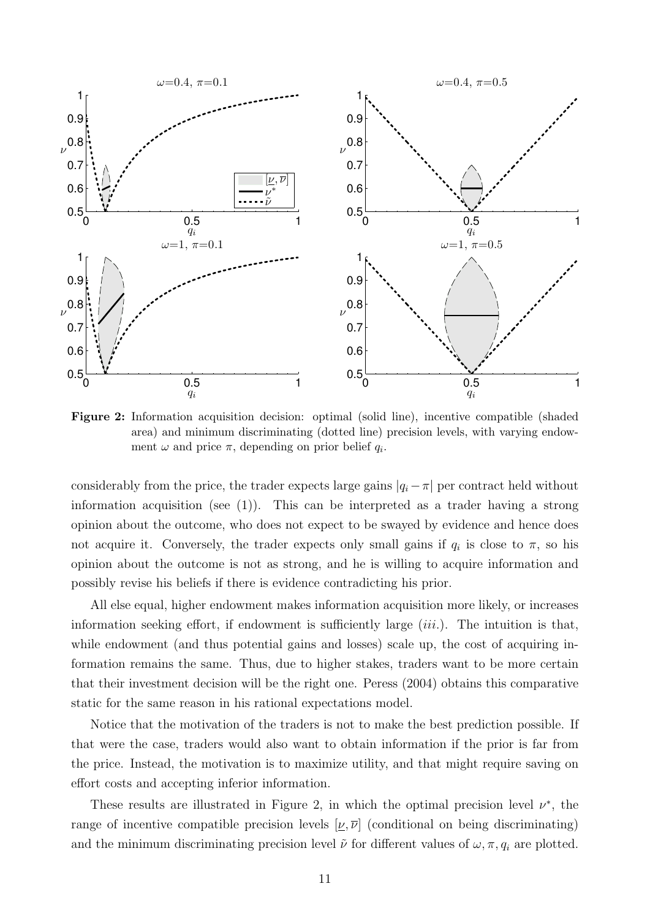**Figure 2:** Information acquisition decision: optimal (solid line), incentive compatible (shaded area) and minimum discriminating (dotted line) precision levels, with varying endowment $\omega$ and price $\pi$, depending on prior belief $q_i$.

considerably from the price, the trader expects large gains $|q_i - \pi|$ per contract held without information acquisition (see (1)). This can be interpreted as a trader having a strong opinion about the outcome, who does not expect to be swayed by evidence and hence does not acquire it. Conversely, the trader expects only small gains if $q_i$ is close to $\pi$, so his opinion about the outcome is not as strong, and he is willing to acquire information and possibly revise his beliefs if there is evidence contradicting his prior.

All else equal, higher endowment makes information acquisition more likely, or increases information seeking effort, if endowment is sufficiently large (*iii.*). The intuition is that, while endowment (and thus potential gains and losses) scale up, the cost of acquiring information remains the same. Thus, due to higher stakes, traders want to be more certain that their investment decision will be the right one. Peress (2004) obtains this comparative static for the same reason in his rational expectations model.

Notice that the motivation of the traders is not to make the best prediction possible. If that were the case, traders would also want to obtain information if the prior is far from the price. Instead, the motivation is to maximize utility, and that might require saving on effort costs and accepting inferior information.

These results are illustrated in Figure 2, in which the optimal precision level $\nu^*$, the range of incentive compatible precision levels $[\underline{\nu}, \overline{\nu}]$ (conditional on being discriminating) and the minimum discriminating precision level $\tilde{\nu}$ for different values of $\omega, \pi, q_i$ are plotted.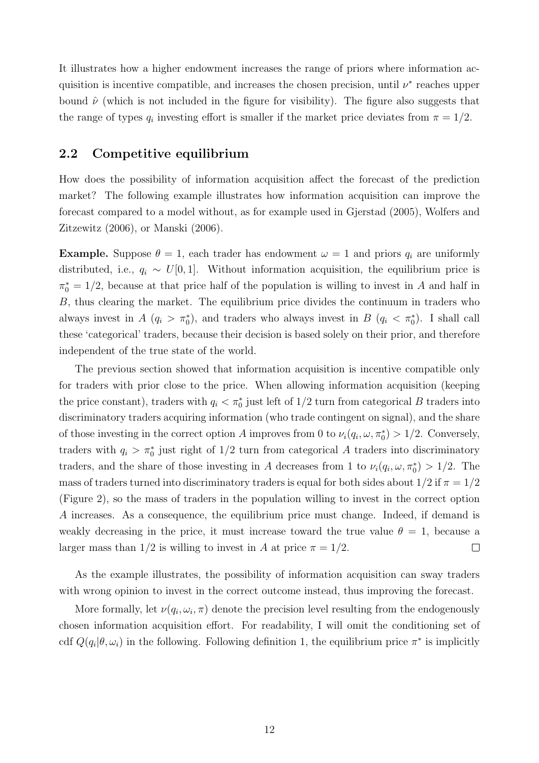It illustrates how a higher endowment increases the range of priors where information acquisition is incentive compatible, and increases the chosen precision, until $\nu^*$ reaches upper bound $\hat{\nu}$ (which is not included in the figure for visibility). The figure also suggests that the range of types $q_i$ investing effort is smaller if the market price deviates from $\pi = 1/2$.

## 2.2 Competitive equilibrium

How does the possibility of information acquisition affect the forecast of the prediction market? The following example illustrates how information acquisition can improve the forecast compared to a model without, as for example used in Gjerstad (2005), Wolfers and Zitzewitz (2006), or Manski (2006).

**Example.** Suppose $\theta = 1$, each trader has endowment $\omega = 1$ and priors $q_i$ are uniformly distributed, i.e., $q_i \sim U[0, 1]$. Without information acquisition, the equilibrium price is $\pi_0^* = 1/2$, because at that price half of the population is willing to invest in $A$ and half in $B$, thus clearing the market. The equilibrium price divides the continuum in traders who always invest in $A$ ($q_i > \pi_0^*$), and traders who always invest in $B$ ($q_i < \pi_0^*$). I shall call these 'categorical' traders, because their decision is based solely on their prior, and therefore independent of the true state of the world.

The previous section showed that information acquisition is incentive compatible only for traders with prior close to the price. When allowing information acquisition (keeping the price constant), traders with $q_i < \pi_0^*$ just left of $1/2$ turn from categorical $B$ traders into discriminatory traders acquiring information (who trade contingent on signal), and the share of those investing in the correct option $A$ improves from 0 to $\nu_i(q_i, \omega, \pi_0^*) > 1/2$. Conversely, traders with $q_i > \pi_0^*$ just right of $1/2$ turn from categorical $A$ traders into discriminatory traders, and the share of those investing in $A$ decreases from 1 to $\nu_i(q_i, \omega, \pi_0^*) > 1/2$. The mass of traders turned into discriminatory traders is equal for both sides about $1/2$ if $\pi = 1/2$ (Figure 2), so the mass of traders in the population willing to invest in the correct option $A$ increases. As a consequence, the equilibrium price must change. Indeed, if demand is weakly decreasing in the price, it must increase toward the true value $\theta = 1$, because a larger mass than $1/2$ is willing to invest in $A$ at price $\pi = 1/2$. □

As the example illustrates, the possibility of information acquisition can sway traders with wrong opinion to invest in the correct outcome instead, thus improving the forecast.

More formally, let $\nu(q_i, \omega_i, \pi)$ denote the precision level resulting from the endogenously chosen information acquisition effort. For readability, I will omit the conditioning set of cdf $Q(q_i|\theta, \omega_i)$ in the following. Following definition 1, the equilibrium price $\pi^*$ is implicitly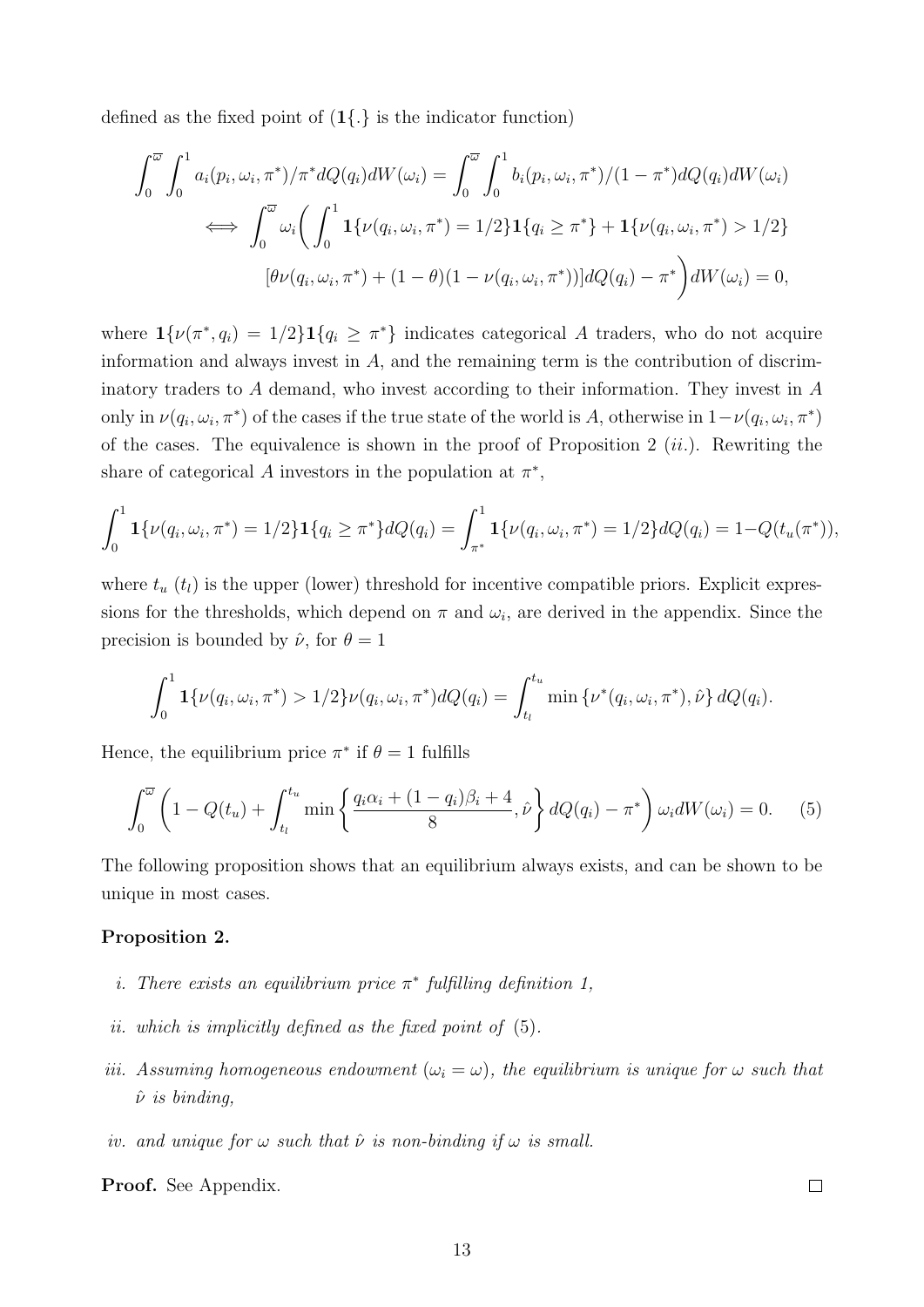defined as the fixed point of ($\mathbf{1}\{.\}$ is the indicator function)

$$
\begin{aligned}
\int_0^{\varpi}\int_0^1 a_i(p_i,\omega_i,\pi^*)/\pi^* dQ(q_i)dW(\omega_i) &= \int_0^{\varpi}\int_0^1 b_i(p_i,\omega_i,\pi^*)/(1-\pi^*)dQ(q_i)dW(\omega_i) \\
\iff \int_0^{\varpi}\omega_i\bigg(\int_0^1 &\mathbf{1}\{\nu(q_i,\omega_i,\pi^*)=1/2\}\mathbf{1}\{q_i\geq\pi^*\}+\mathbf{1}\{\nu(q_i,\omega_i,\pi^*)>1/2\} \\
&[\theta\nu(q_i,\omega_i,\pi^*)+(1-\theta)(1-\nu(q_i,\omega_i,\pi^*))]dQ(q_i)-\pi^*\bigg)dW(\omega_i)=0,
\end{aligned}
$$

where $\mathbf{1}\{\nu(\pi^*,q_i)=1/2\}\mathbf{1}\{q_i\geq\pi^*\}$ indicates categorical $A$ traders, who do not acquire information and always invest in $A$, and the remaining term is the contribution of discriminatory traders to $A$ demand, who invest according to their information. They invest in $A$ only in $\nu(q_i,\omega_i,\pi^*)$ of the cases if the true state of the world is $A$, otherwise in $1-\nu(q_i,\omega_i,\pi^*)$ of the cases. The equivalence is shown in the proof of Proposition 2 (*ii.*). Rewriting the share of categorical $A$ investors in the population at $\pi^*$,

$$
\int_0^1 \mathbf{1}\{\nu(q_i,\omega_i,\pi^*)=1/2\}\mathbf{1}\{q_i\geq\pi^*\}dQ(q_i)=\int_{\pi^*}^1\mathbf{1}\{\nu(q_i,\omega_i,\pi^*)=1/2\}dQ(q_i)=1-Q(t_u(\pi^*)),
$$

where $t_u$ ($t_l$) is the upper (lower) threshold for incentive compatible priors. Explicit expressions for the thresholds, which depend on $\pi$ and $\omega_i$, are derived in the appendix. Since the precision is bounded by $\hat{\nu}$, for $\theta=1$

$$
\int_0^1 \mathbf{1}\{\nu(q_i,\omega_i,\pi^*)>1/2\}\nu(q_i,\omega_i,\pi^*)dQ(q_i)=\int_{t_l}^{t_u}\min\left\{\nu^*(q_i,\omega_i,\pi^*),\hat{\nu}\right\}dQ(q_i).
$$

Hence, the equilibrium price $\pi^*$ if $\theta=1$ fulfills

$$
\int_0^{\varpi}\left(1-Q(t_u)+\int_{t_l}^{t_u}\min\left\{\frac{q_i\alpha_i+(1-q_i)\beta_i+4}{8},\hat{\nu}\right\}dQ(q_i)-\pi^*\right)\omega_i dW(\omega_i)=0. \qquad (5)
$$

The following proposition shows that an equilibrium always exists, and can be shown to be unique in most cases.

**Proposition 2.**

*i. There exists an equilibrium price $\pi^*$ fulfilling definition 1,*

*ii. which is implicitly defined as the fixed point of (5).*

*iii. Assuming homogeneous endowment ($\omega_i=\omega$), the equilibrium is unique for $\omega$ such that $\hat{\nu}$ is binding,*

*iv. and unique for $\omega$ such that $\hat{\nu}$ is non-binding if $\omega$ is small.*

**Proof.** See Appendix. □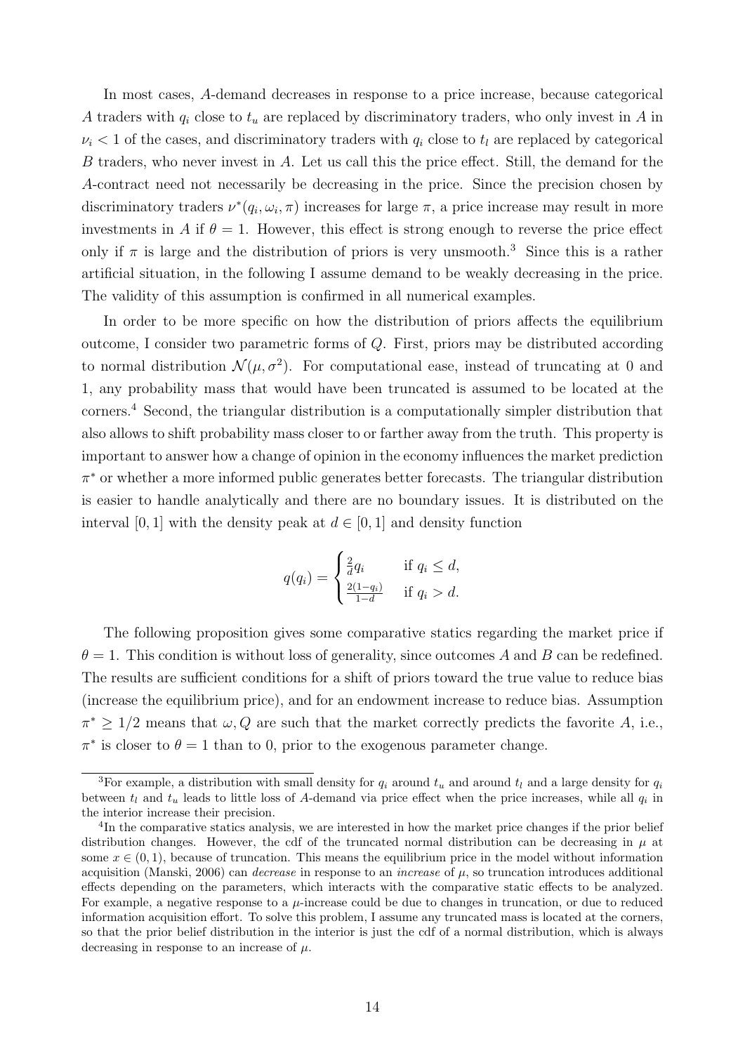In most cases, $A$-demand decreases in response to a price increase, because categorical $A$ traders with $q_i$ close to $t_u$ are replaced by discriminatory traders, who only invest in $A$ in $\nu_i < 1$ of the cases, and discriminatory traders with $q_i$ close to $t_l$ are replaced by categorical $B$ traders, who never invest in $A$. Let us call this the price effect. Still, the demand for the $A$-contract need not necessarily be decreasing in the price. Since the precision chosen by discriminatory traders $\nu^*(q_i, \omega_i, \pi)$ increases for large $\pi$, a price increase may result in more investments in $A$ if $\theta = 1$. However, this effect is strong enough to reverse the price effect only if $\pi$ is large and the distribution of priors is very unsmooth.[3] Since this is a rather artificial situation, in the following I assume demand to be weakly decreasing in the price. The validity of this assumption is confirmed in all numerical examples.

In order to be more specific on how the distribution of priors affects the equilibrium outcome, I consider two parametric forms of $Q$. First, priors may be distributed according to normal distribution $\mathcal{N}(\mu, \sigma^2)$. For computational ease, instead of truncating at 0 and 1, any probability mass that would have been truncated is assumed to be located at the corners.[4] Second, the triangular distribution is a computationally simpler distribution that also allows to shift probability mass closer to or farther away from the truth. This property is important to answer how a change of opinion in the economy influences the market prediction $\pi^*$ or whether a more informed public generates better forecasts. The triangular distribution is easier to handle analytically and there are no boundary issues. It is distributed on the interval $[0, 1]$ with the density peak at $d \in [0, 1]$ and density function

$$q(q_i) = \begin{cases} \frac{2}{d} q_i & \text{if } q_i \leq d, \\ \frac{2(1-q_i)}{1-d} & \text{if } q_i > d. \end{cases}$$

The following proposition gives some comparative statics regarding the market price if $\theta = 1$. This condition is without loss of generality, since outcomes $A$ and $B$ can be redefined. The results are sufficient conditions for a shift of priors toward the true value to reduce bias (increase the equilibrium price), and for an endowment increase to reduce bias. Assumption $\pi^* \geq 1/2$ means that $\omega, Q$ are such that the market correctly predicts the favorite $A$, i.e., $\pi^*$ is closer to $\theta = 1$ than to 0, prior to the exogenous parameter change.

---

[3] For example, a distribution with small density for $q_i$ around $t_u$ and around $t_l$ and a large density for $q_i$ between $t_l$ and $t_u$ leads to little loss of $A$-demand via price effect when the price increases, while all $q_i$ in the interior increase their precision.

[4] In the comparative statics analysis, we are interested in how the market price changes if the prior belief distribution changes. However, the cdf of the truncated normal distribution can be decreasing in $\mu$ at some $x \in (0, 1)$, because of truncation. This means the equilibrium price in the model without information acquisition (Manski, 2006) can *decrease* in response to an *increase* of $\mu$, so truncation introduces additional effects depending on the parameters, which interacts with the comparative static effects to be analyzed. For example, a negative response to a $\mu$-increase could be due to changes in truncation, or due to reduced information acquisition effort. To solve this problem, I assume any truncated mass is located at the corners, so that the prior belief distribution in the interior is just the cdf of a normal distribution, which is always decreasing in response to an increase of $\mu$.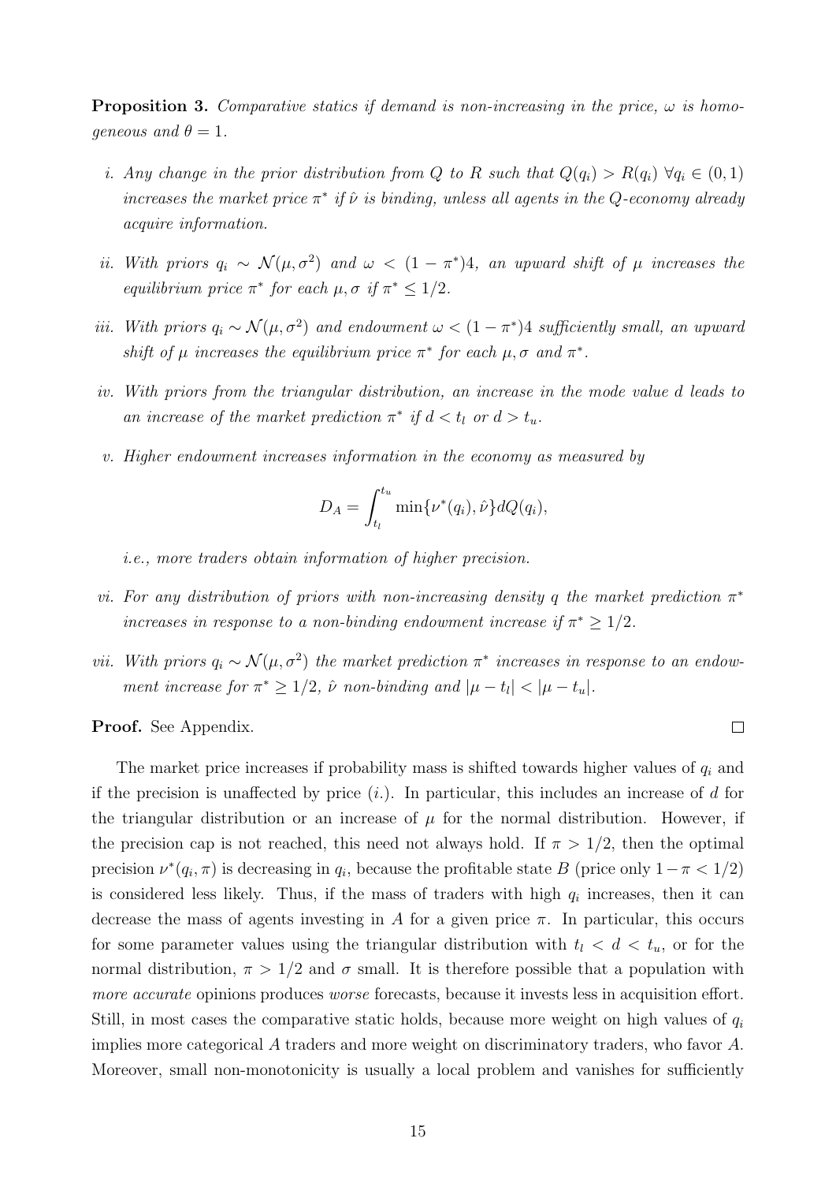**Proposition 3.** *Comparative statics if demand is non-increasing in the price, $\omega$ is homogeneous and $\theta = 1$.*

*i. Any change in the prior distribution from $Q$ to $R$ such that $Q(q_i) > R(q_i)\ \forall q_i \in (0,1)$ increases the market price $\pi^*$ if $\hat{\nu}$ is binding, unless all agents in the $Q$-economy already acquire information.*

*ii. With priors $q_i \sim \mathcal{N}(\mu, \sigma^2)$ and $\omega < (1-\pi^*)4$, an upward shift of $\mu$ increases the equilibrium price $\pi^*$ for each $\mu, \sigma$ if $\pi^* \leq 1/2$.*

*iii. With priors $q_i \sim \mathcal{N}(\mu, \sigma^2)$ and endowment $\omega < (1-\pi^*)4$ sufficiently small, an upward shift of $\mu$ increases the equilibrium price $\pi^*$ for each $\mu, \sigma$ and $\pi^*$.*

*iv. With priors from the triangular distribution, an increase in the mode value $d$ leads to an increase of the market prediction $\pi^*$ if $d < t_l$ or $d > t_u$.*

*v. Higher endowment increases information in the economy as measured by*

$$D_A = \int_{t_l}^{t_u} \min\{\nu^*(q_i), \hat{\nu}\} dQ(q_i),$$

*i.e., more traders obtain information of higher precision.*

*vi. For any distribution of priors with non-increasing density $q$ the market prediction $\pi^*$ increases in response to a non-binding endowment increase if $\pi^* \geq 1/2$.*

*vii. With priors $q_i \sim \mathcal{N}(\mu, \sigma^2)$ the market prediction $\pi^*$ increases in response to an endowment increase for $\pi^* \geq 1/2$, $\hat{\nu}$ non-binding and $|\mu - t_l| < |\mu - t_u|$.*

**Proof.** See Appendix. □

The market price increases if probability mass is shifted towards higher values of $q_i$ and if the precision is unaffected by price ($i.$). In particular, this includes an increase of $d$ for the triangular distribution or an increase of $\mu$ for the normal distribution. However, if the precision cap is not reached, this need not always hold. If $\pi > 1/2$, then the optimal precision $\nu^*(q_i, \pi)$ is decreasing in $q_i$, because the profitable state $B$ (price only $1 - \pi < 1/2$) is considered less likely. Thus, if the mass of traders with high $q_i$ increases, then it can decrease the mass of agents investing in $A$ for a given price $\pi$. In particular, this occurs for some parameter values using the triangular distribution with $t_l < d < t_u$, or for the normal distribution, $\pi > 1/2$ and $\sigma$ small. It is therefore possible that a population with *more accurate* opinions produces *worse* forecasts, because it invests less in acquisition effort. Still, in most cases the comparative static holds, because more weight on high values of $q_i$ implies more categorical $A$ traders and more weight on discriminatory traders, who favor $A$. Moreover, small non-monotonicity is usually a local problem and vanishes for sufficiently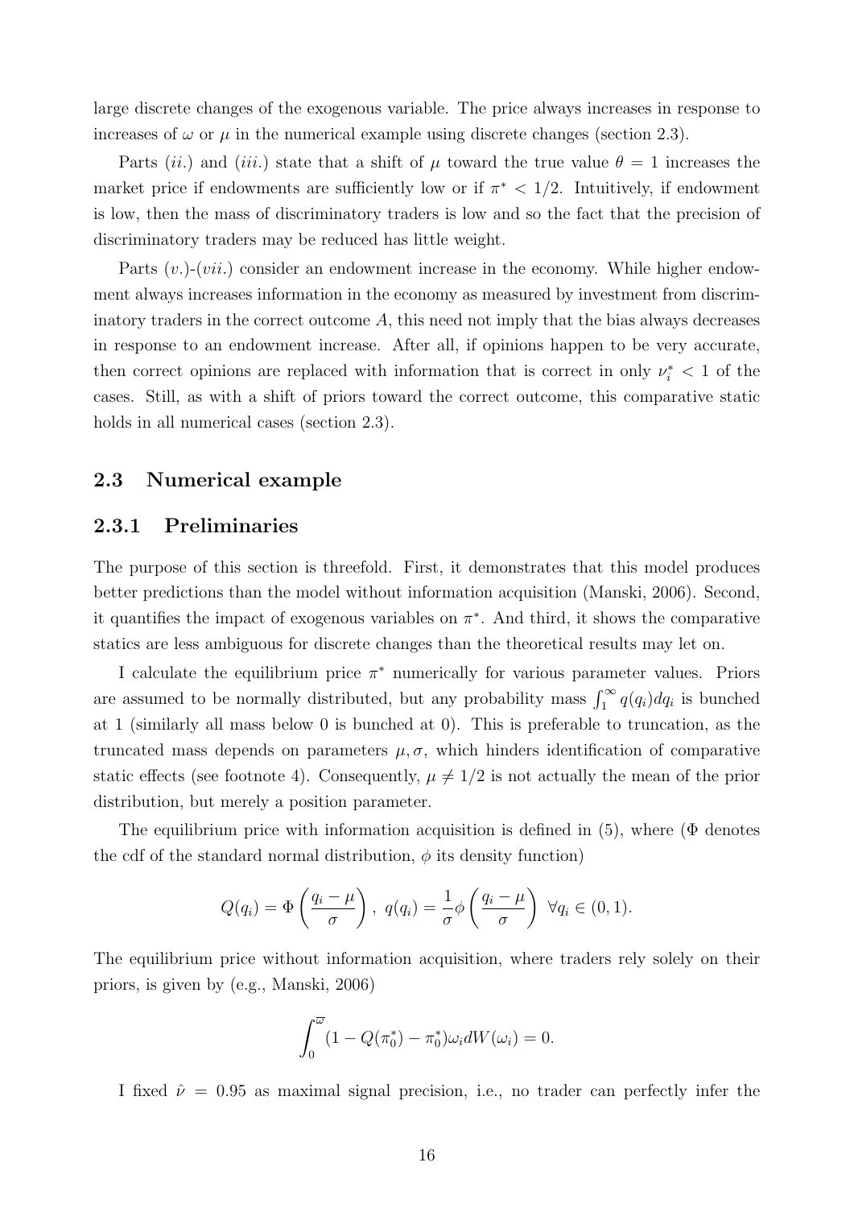large discrete changes of the exogenous variable. The price always increases in response to increases of $\omega$ or $\mu$ in the numerical example using discrete changes (section 2.3).

Parts (*ii.*) and (*iii.*) state that a shift of $\mu$ toward the true value $\theta = 1$ increases the market price if endowments are sufficiently low or if $\pi^* < 1/2$. Intuitively, if endowment is low, then the mass of discriminatory traders is low and so the fact that the precision of discriminatory traders may be reduced has little weight.

Parts (*v.*)-(*vii.*) consider an endowment increase in the economy. While higher endowment always increases information in the economy as measured by investment from discriminatory traders in the correct outcome $A$, this need not imply that the bias always decreases in response to an endowment increase. After all, if opinions happen to be very accurate, then correct opinions are replaced with information that is correct in only $\nu_i^* < 1$ of the cases. Still, as with a shift of priors toward the correct outcome, this comparative static holds in all numerical cases (section 2.3).

## 2.3 Numerical example

### 2.3.1 Preliminaries

The purpose of this section is threefold. First, it demonstrates that this model produces better predictions than the model without information acquisition (Manski, 2006). Second, it quantifies the impact of exogenous variables on $\pi^*$. And third, it shows the comparative statics are less ambiguous for discrete changes than the theoretical results may let on.

I calculate the equilibrium price $\pi^*$ numerically for various parameter values. Priors are assumed to be normally distributed, but any probability mass $\int_1^\infty q(q_i)dq_i$ is bunched at 1 (similarly all mass below 0 is bunched at 0). This is preferable to truncation, as the truncated mass depends on parameters $\mu, \sigma$, which hinders identification of comparative static effects (see footnote 4). Consequently, $\mu \neq 1/2$ is not actually the mean of the prior distribution, but merely a position parameter.

The equilibrium price with information acquisition is defined in (5), where ($\Phi$ denotes the cdf of the standard normal distribution, $\phi$ its density function)

$$Q(q_i) = \Phi\left(\frac{q_i - \mu}{\sigma}\right),\ q(q_i) = \frac{1}{\sigma}\phi\left(\frac{q_i - \mu}{\sigma}\right)\ \ \forall q_i \in (0,1).$$

The equilibrium price without information acquisition, where traders rely solely on their priors, is given by (e.g., Manski, 2006)

$$\int_0^{\overline{\omega}} (1 - Q(\pi_0^*) - \pi_0^*)\omega_i dW(\omega_i) = 0.$$

I fixed $\hat{\nu} = 0.95$ as maximal signal precision, i.e., no trader can perfectly infer the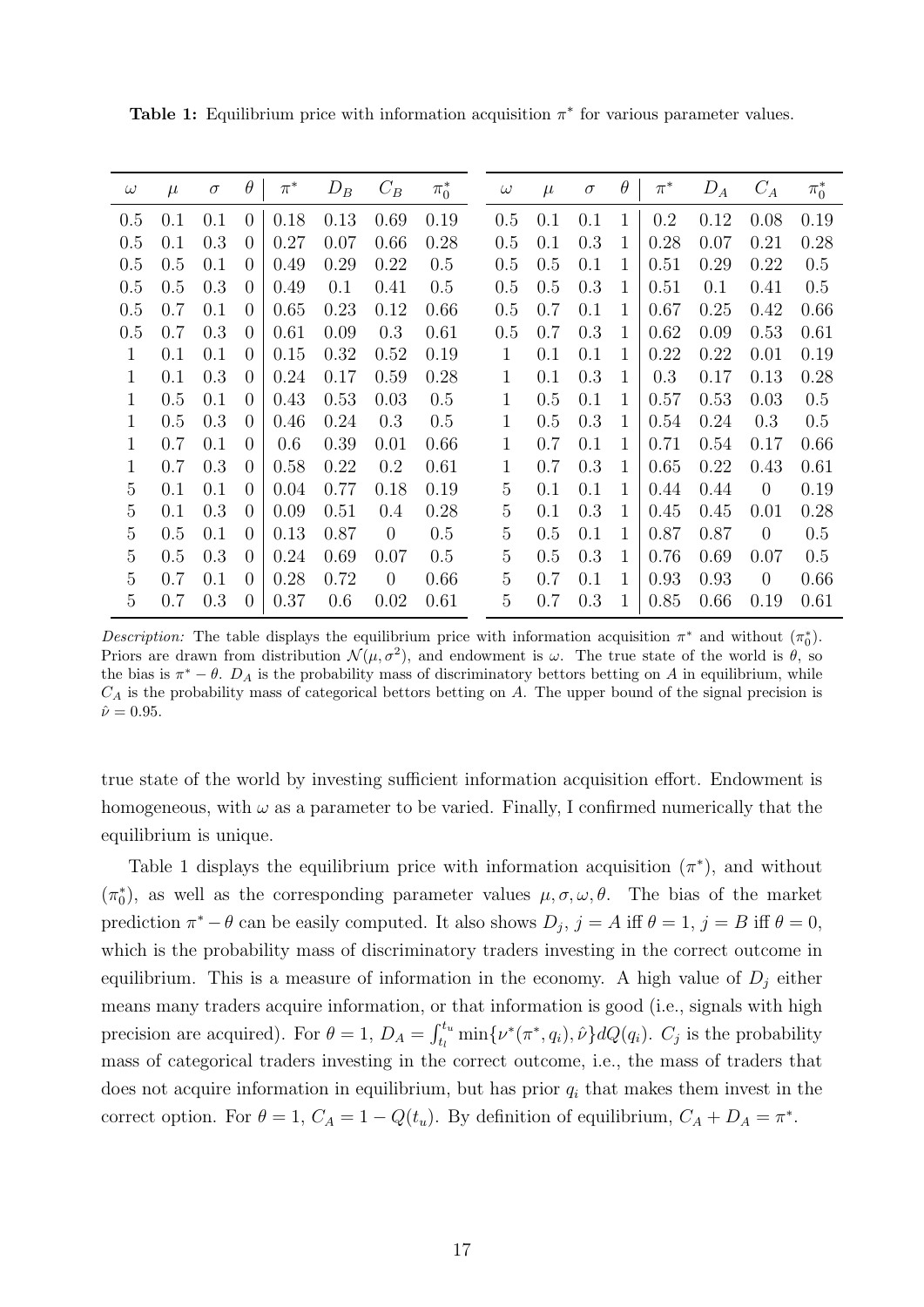**Table 1:** Equilibrium price with information acquisition $\pi^*$ for various parameter values.

| $\omega$ | $\mu$ | $\sigma$ | $\theta$ | $\pi^*$ | $D_B$ | $C_B$ | $\pi_0^*$ | $\omega$ | $\mu$ | $\sigma$ | $\theta$ | $\pi^*$ | $D_A$ | $C_A$ | $\pi_0^*$ |
|---|---|---|---|---|---|---|---|---|---|---|---|---|---|---|---|
| 0.5 | 0.1 | 0.1 | 0 | 0.18 | 0.13 | 0.69 | 0.19 | 0.5 | 0.1 | 0.1 | 1 | 0.2 | 0.12 | 0.08 | 0.19 |
| 0.5 | 0.1 | 0.3 | 0 | 0.27 | 0.07 | 0.66 | 0.28 | 0.5 | 0.1 | 0.3 | 1 | 0.28 | 0.07 | 0.21 | 0.28 |
| 0.5 | 0.5 | 0.1 | 0 | 0.49 | 0.29 | 0.22 | 0.5 | 0.5 | 0.5 | 0.1 | 1 | 0.51 | 0.29 | 0.22 | 0.5 |
| 0.5 | 0.5 | 0.3 | 0 | 0.49 | 0.1 | 0.41 | 0.5 | 0.5 | 0.5 | 0.3 | 1 | 0.51 | 0.1 | 0.41 | 0.5 |
| 0.5 | 0.7 | 0.1 | 0 | 0.65 | 0.23 | 0.12 | 0.66 | 0.5 | 0.7 | 0.1 | 1 | 0.67 | 0.25 | 0.42 | 0.66 |
| 0.5 | 0.7 | 0.3 | 0 | 0.61 | 0.09 | 0.3 | 0.61 | 0.5 | 0.7 | 0.3 | 1 | 0.62 | 0.09 | 0.53 | 0.61 |
| 1 | 0.1 | 0.1 | 0 | 0.15 | 0.32 | 0.52 | 0.19 | 1 | 0.1 | 0.1 | 1 | 0.22 | 0.22 | 0.01 | 0.19 |
| 1 | 0.1 | 0.3 | 0 | 0.24 | 0.17 | 0.59 | 0.28 | 1 | 0.1 | 0.3 | 1 | 0.3 | 0.17 | 0.13 | 0.28 |
| 1 | 0.5 | 0.1 | 0 | 0.43 | 0.53 | 0.03 | 0.5 | 1 | 0.5 | 0.1 | 1 | 0.57 | 0.53 | 0.03 | 0.5 |
| 1 | 0.5 | 0.3 | 0 | 0.46 | 0.24 | 0.3 | 0.5 | 1 | 0.5 | 0.3 | 1 | 0.54 | 0.24 | 0.3 | 0.5 |
| 1 | 0.7 | 0.1 | 0 | 0.6 | 0.39 | 0.01 | 0.66 | 1 | 0.7 | 0.1 | 1 | 0.71 | 0.54 | 0.17 | 0.66 |
| 1 | 0.7 | 0.3 | 0 | 0.58 | 0.22 | 0.2 | 0.61 | 1 | 0.7 | 0.3 | 1 | 0.65 | 0.22 | 0.43 | 0.61 |
| 5 | 0.1 | 0.1 | 0 | 0.04 | 0.77 | 0.18 | 0.19 | 5 | 0.1 | 0.1 | 1 | 0.44 | 0.44 | 0 | 0.19 |
| 5 | 0.1 | 0.3 | 0 | 0.09 | 0.51 | 0.4 | 0.28 | 5 | 0.1 | 0.3 | 1 | 0.45 | 0.45 | 0.01 | 0.28 |
| 5 | 0.5 | 0.1 | 0 | 0.13 | 0.87 | 0 | 0.5 | 5 | 0.5 | 0.1 | 1 | 0.87 | 0.87 | 0 | 0.5 |
| 5 | 0.5 | 0.3 | 0 | 0.24 | 0.69 | 0.07 | 0.5 | 5 | 0.5 | 0.3 | 1 | 0.76 | 0.69 | 0.07 | 0.5 |
| 5 | 0.7 | 0.1 | 0 | 0.28 | 0.72 | 0 | 0.66 | 5 | 0.7 | 0.1 | 1 | 0.93 | 0.93 | 0 | 0.66 |
| 5 | 0.7 | 0.3 | 0 | 0.37 | 0.6 | 0.02 | 0.61 | 5 | 0.7 | 0.3 | 1 | 0.85 | 0.66 | 0.19 | 0.61 |

*Description:* The table displays the equilibrium price with information acquisition $\pi^*$ and without ($\pi_0^*$). Priors are drawn from distribution $\mathcal{N}(\mu, \sigma^2)$, and endowment is $\omega$. The true state of the world is $\theta$, so the bias is $\pi^* - \theta$. $D_A$ is the probability mass of discriminatory bettors betting on $A$ in equilibrium, while $C_A$ is the probability mass of categorical bettors betting on $A$. The upper bound of the signal precision is $\hat{\nu} = 0.95$.

true state of the world by investing sufficient information acquisition effort. Endowment is homogeneous, with $\omega$ as a parameter to be varied. Finally, I confirmed numerically that the equilibrium is unique.

Table 1 displays the equilibrium price with information acquisition ($\pi^*$), and without ($\pi_0^*$), as well as the corresponding parameter values $\mu, \sigma, \omega, \theta$. The bias of the market prediction $\pi^* - \theta$ can be easily computed. It also shows $D_j$, $j = A$ iff $\theta = 1$, $j = B$ iff $\theta = 0$, which is the probability mass of discriminatory traders investing in the correct outcome in equilibrium. This is a measure of information in the economy. A high value of $D_j$ either means many traders acquire information, or that information is good (i.e., signals with high precision are acquired). For $\theta = 1$, $D_A = \int_{t_l}^{t_u} \min\{\nu^*(\pi^*, q_i), \hat{\nu}\} dQ(q_i)$. $C_j$ is the probability mass of categorical traders investing in the correct outcome, i.e., the mass of traders that does not acquire information in equilibrium, but has prior $q_i$ that makes them invest in the correct option. For $\theta = 1$, $C_A = 1 - Q(t_u)$. By definition of equilibrium, $C_A + D_A = \pi^*$.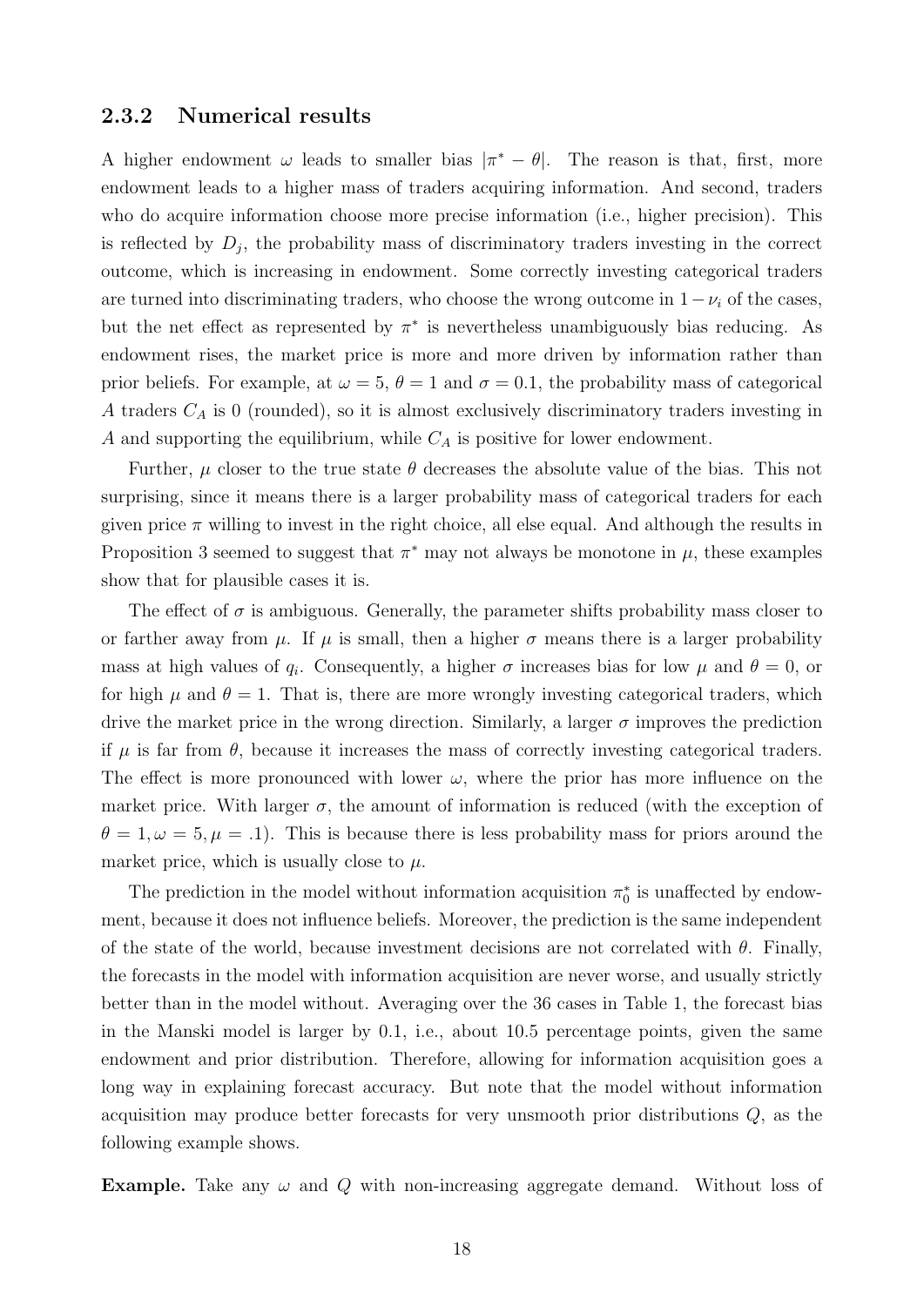### 2.3.2 Numerical results

A higher endowment $\omega$ leads to smaller bias $|\pi^* - \theta|$. The reason is that, first, more endowment leads to a higher mass of traders acquiring information. And second, traders who do acquire information choose more precise information (i.e., higher precision). This is reflected by $D_j$, the probability mass of discriminatory traders investing in the correct outcome, which is increasing in endowment. Some correctly investing categorical traders are turned into discriminating traders, who choose the wrong outcome in $1 - \nu_i$ of the cases, but the net effect as represented by $\pi^*$ is nevertheless unambiguously bias reducing. As endowment rises, the market price is more and more driven by information rather than prior beliefs. For example, at $\omega = 5$, $\theta = 1$ and $\sigma = 0.1$, the probability mass of categorical $A$ traders $C_A$ is 0 (rounded), so it is almost exclusively discriminatory traders investing in $A$ and supporting the equilibrium, while $C_A$ is positive for lower endowment.

Further, $\mu$ closer to the true state $\theta$ decreases the absolute value of the bias. This not surprising, since it means there is a larger probability mass of categorical traders for each given price $\pi$ willing to invest in the right choice, all else equal. And although the results in Proposition 3 seemed to suggest that $\pi^*$ may not always be monotone in $\mu$, these examples show that for plausible cases it is.

The effect of $\sigma$ is ambiguous. Generally, the parameter shifts probability mass closer to or farther away from $\mu$. If $\mu$ is small, then a higher $\sigma$ means there is a larger probability mass at high values of $q_i$. Consequently, a higher $\sigma$ increases bias for low $\mu$ and $\theta = 0$, or for high $\mu$ and $\theta = 1$. That is, there are more wrongly investing categorical traders, which drive the market price in the wrong direction. Similarly, a larger $\sigma$ improves the prediction if $\mu$ is far from $\theta$, because it increases the mass of correctly investing categorical traders. The effect is more pronounced with lower $\omega$, where the prior has more influence on the market price. With larger $\sigma$, the amount of information is reduced (with the exception of $\theta = 1, \omega = 5, \mu = .1$). This is because there is less probability mass for priors around the market price, which is usually close to $\mu$.

The prediction in the model without information acquisition $\pi_0^*$ is unaffected by endowment, because it does not influence beliefs. Moreover, the prediction is the same independent of the state of the world, because investment decisions are not correlated with $\theta$. Finally, the forecasts in the model with information acquisition are never worse, and usually strictly better than in the model without. Averaging over the 36 cases in Table 1, the forecast bias in the Manski model is larger by 0.1, i.e., about 10.5 percentage points, given the same endowment and prior distribution. Therefore, allowing for information acquisition goes a long way in explaining forecast accuracy. But note that the model without information acquisition may produce better forecasts for very unsmooth prior distributions $Q$, as the following example shows.

**Example.** Take any $\omega$ and $Q$ with non-increasing aggregate demand. Without loss of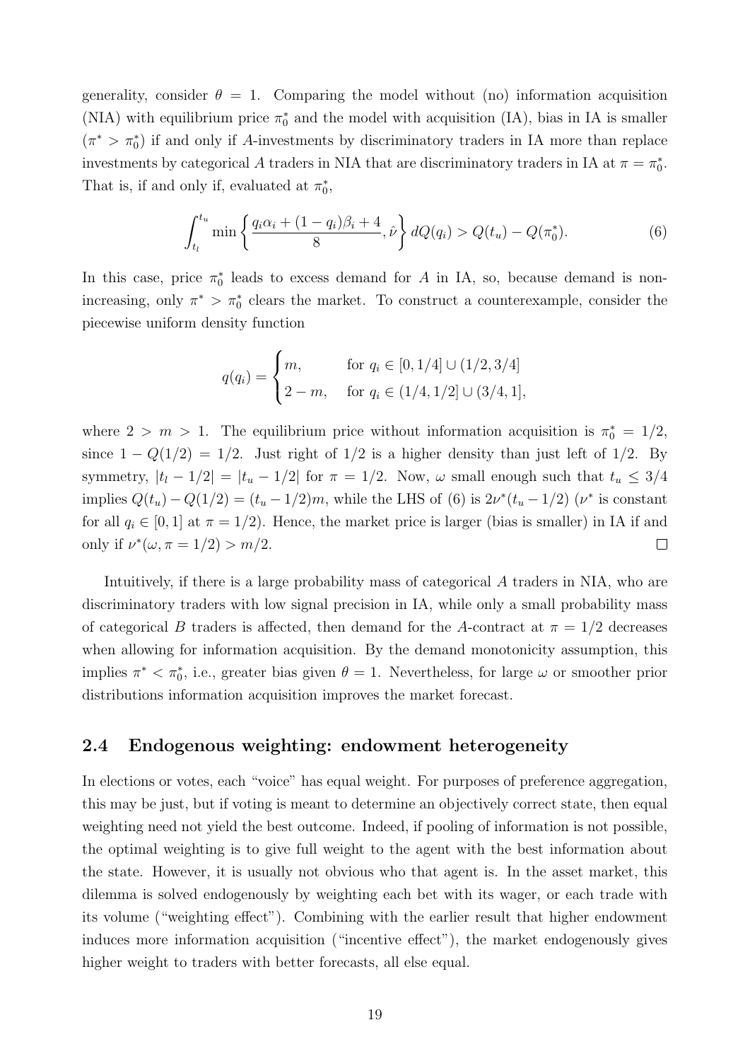generality, consider $\theta = 1$. Comparing the model without (no) information acquisition (NIA) with equilibrium price $\pi_0^*$ and the model with acquisition (IA), bias in IA is smaller ($\pi^* > \pi_0^*$) if and only if $A$-investments by discriminatory traders in IA more than replace investments by categorical $A$ traders in NIA that are discriminatory traders in IA at $\pi = \pi_0^*$. That is, if and only if, evaluated at $\pi_0^*$,

$$\int_{t_l}^{t_u} \min\left\{ \frac{q_i\alpha_i + (1-q_i)\beta_i + 4}{8}, \hat{\nu} \right\} dQ(q_i) > Q(t_u) - Q(\pi_0^*). \tag{6}$$

In this case, price $\pi_0^*$ leads to excess demand for $A$ in IA, so, because demand is non-increasing, only $\pi^* > \pi_0^*$ clears the market. To construct a counterexample, consider the piecewise uniform density function

$$q(q_i) = \begin{cases} m, & \text{for } q_i \in [0, 1/4] \cup (1/2, 3/4] \\ 2 - m, & \text{for } q_i \in (1/4, 1/2] \cup (3/4, 1], \end{cases}$$

where $2 > m > 1$. The equilibrium price without information acquisition is $\pi_0^* = 1/2$, since $1 - Q(1/2) = 1/2$. Just right of $1/2$ is a higher density than just left of $1/2$. By symmetry, $|t_l - 1/2| = |t_u - 1/2|$ for $\pi = 1/2$. Now, $\omega$ small enough such that $t_u \leq 3/4$ implies $Q(t_u) - Q(1/2) = (t_u - 1/2)m$, while the LHS of (6) is $2\nu^*(t_u - 1/2)$ ($\nu^*$ is constant for all $q_i \in [0, 1]$ at $\pi = 1/2$). Hence, the market price is larger (bias is smaller) in IA if and only if $\nu^*(\omega, \pi = 1/2) > m/2$. $\square$

Intuitively, if there is a large probability mass of categorical $A$ traders in NIA, who are discriminatory traders with low signal precision in IA, while only a small probability mass of categorical $B$ traders is affected, then demand for the $A$-contract at $\pi = 1/2$ decreases when allowing for information acquisition. By the demand monotonicity assumption, this implies $\pi^* < \pi_0^*$, i.e., greater bias given $\theta = 1$. Nevertheless, for large $\omega$ or smoother prior distributions information acquisition improves the market forecast.

## 2.4 Endogenous weighting: endowment heterogeneity

In elections or votes, each "voice" has equal weight. For purposes of preference aggregation, this may be just, but if voting is meant to determine an objectively correct state, then equal weighting need not yield the best outcome. Indeed, if pooling of information is not possible, the optimal weighting is to give full weight to the agent with the best information about the state. However, it is usually not obvious who that agent is. In the asset market, this dilemma is solved endogenously by weighting each bet with its wager, or each trade with its volume ("weighting effect"). Combining with the earlier result that higher endowment induces more information acquisition ("incentive effect"), the market endogenously gives higher weight to traders with better forecasts, all else equal.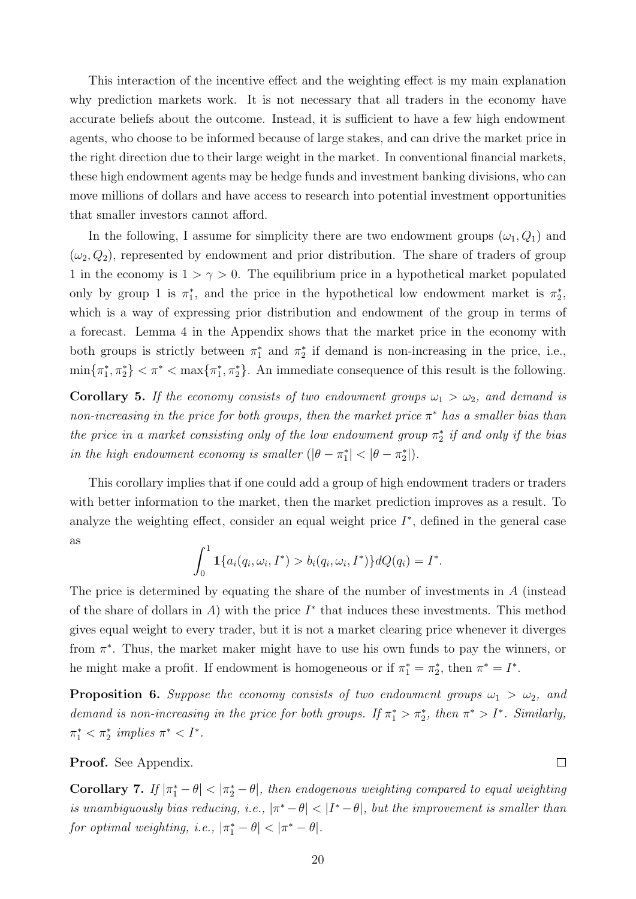This interaction of the incentive effect and the weighting effect is my main explanation why prediction markets work. It is not necessary that all traders in the economy have accurate beliefs about the outcome. Instead, it is sufficient to have a few high endowment agents, who choose to be informed because of large stakes, and can drive the market price in the right direction due to their large weight in the market. In conventional financial markets, these high endowment agents may be hedge funds and investment banking divisions, who can move millions of dollars and have access to research into potential investment opportunities that smaller investors cannot afford.

In the following, I assume for simplicity there are two endowment groups $(\omega_1, Q_1)$ and $(\omega_2, Q_2)$, represented by endowment and prior distribution. The share of traders of group 1 in the economy is $1 > \gamma > 0$. The equilibrium price in a hypothetical market populated only by group 1 is $\pi_1^*$, and the price in the hypothetical low endowment market is $\pi_2^*$, which is a way of expressing prior distribution and endowment of the group in terms of a forecast. Lemma 4 in the Appendix shows that the market price in the economy with both groups is strictly between $\pi_1^*$ and $\pi_2^*$ if demand is non-increasing in the price, i.e., $\min\{\pi_1^*, \pi_2^*\} < \pi^* < \max\{\pi_1^*, \pi_2^*\}$. An immediate consequence of this result is the following.

**Corollary 5.** *If the economy consists of two endowment groups $\omega_1 > \omega_2$, and demand is non-increasing in the price for both groups, then the market price $\pi^*$ has a smaller bias than the price in a market consisting only of the low endowment group $\pi_2^*$ if and only if the bias in the high endowment economy is smaller ($|\theta - \pi_1^*| < |\theta - \pi_2^*|$).*

This corollary implies that if one could add a group of high endowment traders or traders with better information to the market, then the market prediction improves as a result. To analyze the weighting effect, consider an equal weight price $I^*$, defined in the general case as

$$\int_0^1 \mathbf{1}\{a_i(q_i, \omega_i, I^*) > b_i(q_i, \omega_i, I^*)\} dQ(q_i) = I^*.$$

The price is determined by equating the share of the number of investments in $A$ (instead of the share of dollars in $A$) with the price $I^*$ that induces these investments. This method gives equal weight to every trader, but it is not a market clearing price whenever it diverges from $\pi^*$. Thus, the market maker might have to use his own funds to pay the winners, or he might make a profit. If endowment is homogeneous or if $\pi_1^* = \pi_2^*$, then $\pi^* = I^*$.

**Proposition 6.** *Suppose the economy consists of two endowment groups $\omega_1 > \omega_2$, and demand is non-increasing in the price for both groups. If $\pi_1^* > \pi_2^*$, then $\pi^* > I^*$. Similarly, $\pi_1^* < \pi_2^*$ implies $\pi^* < I^*$.*

**Proof.** See Appendix. □

**Corollary 7.** *If $|\pi_1^* - \theta| < |\pi_2^* - \theta|$, then endogenous weighting compared to equal weighting is unambiguously bias reducing, i.e., $|\pi^* - \theta| < |I^* - \theta|$, but the improvement is smaller than for optimal weighting, i.e., $|\pi_1^* - \theta| < |\pi^* - \theta|$.*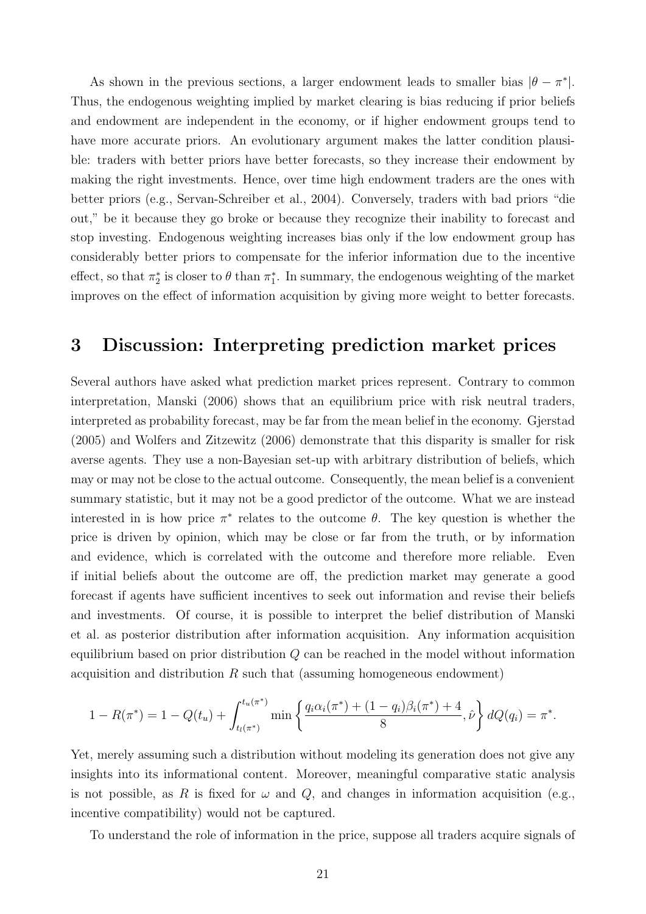As shown in the previous sections, a larger endowment leads to smaller bias $|\theta - \pi^*|$. Thus, the endogenous weighting implied by market clearing is bias reducing if prior beliefs and endowment are independent in the economy, or if higher endowment groups tend to have more accurate priors. An evolutionary argument makes the latter condition plausible: traders with better priors have better forecasts, so they increase their endowment by making the right investments. Hence, over time high endowment traders are the ones with better priors (e.g., Servan-Schreiber et al., 2004). Conversely, traders with bad priors "die out," be it because they go broke or because they recognize their inability to forecast and stop investing. Endogenous weighting increases bias only if the low endowment group has considerably better priors to compensate for the inferior information due to the incentive effect, so that $\pi_2^*$ is closer to $\theta$ than $\pi_1^*$. In summary, the endogenous weighting of the market improves on the effect of information acquisition by giving more weight to better forecasts.

# 3 Discussion: Interpreting prediction market prices

Several authors have asked what prediction market prices represent. Contrary to common interpretation, Manski (2006) shows that an equilibrium price with risk neutral traders, interpreted as probability forecast, may be far from the mean belief in the economy. Gjerstad (2005) and Wolfers and Zitzewitz (2006) demonstrate that this disparity is smaller for risk averse agents. They use a non-Bayesian set-up with arbitrary distribution of beliefs, which may or may not be close to the actual outcome. Consequently, the mean belief is a convenient summary statistic, but it may not be a good predictor of the outcome. What we are instead interested in is how price $\pi^*$ relates to the outcome $\theta$. The key question is whether the price is driven by opinion, which may be close or far from the truth, or by information and evidence, which is correlated with the outcome and therefore more reliable. Even if initial beliefs about the outcome are off, the prediction market may generate a good forecast if agents have sufficient incentives to seek out information and revise their beliefs and investments. Of course, it is possible to interpret the belief distribution of Manski et al. as posterior distribution after information acquisition. Any information acquisition equilibrium based on prior distribution $Q$ can be reached in the model without information acquisition and distribution $R$ such that (assuming homogeneous endowment)

$$1 - R(\pi^*) = 1 - Q(t_u) + \int_{t_l(\pi^*)}^{t_u(\pi^*)} \min\left\{\frac{q_i\alpha_i(\pi^*) + (1-q_i)\beta_i(\pi^*) + 4}{8}, \hat{\nu}\right\} dQ(q_i) = \pi^*.$$

Yet, merely assuming such a distribution without modeling its generation does not give any insights into its informational content. Moreover, meaningful comparative static analysis is not possible, as $R$ is fixed for $\omega$ and $Q$, and changes in information acquisition (e.g., incentive compatibility) would not be captured.

To understand the role of information in the price, suppose all traders acquire signals of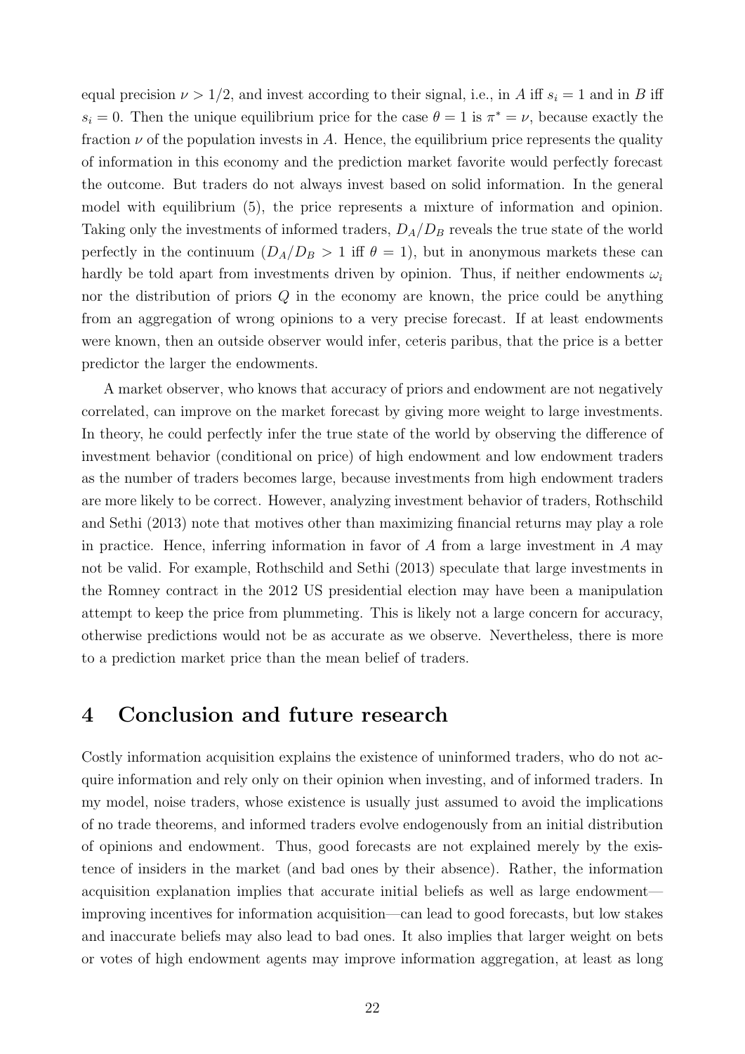equal precision $\nu > 1/2$, and invest according to their signal, i.e., in $A$ iff $s_i = 1$ and in $B$ iff $s_i = 0$. Then the unique equilibrium price for the case $\theta = 1$ is $\pi^* = \nu$, because exactly the fraction $\nu$ of the population invests in $A$. Hence, the equilibrium price represents the quality of information in this economy and the prediction market favorite would perfectly forecast the outcome. But traders do not always invest based on solid information. In the general model with equilibrium (5), the price represents a mixture of information and opinion. Taking only the investments of informed traders, $D_A/D_B$ reveals the true state of the world perfectly in the continuum ($D_A/D_B > 1$ iff $\theta = 1$), but in anonymous markets these can hardly be told apart from investments driven by opinion. Thus, if neither endowments $\omega_i$ nor the distribution of priors $Q$ in the economy are known, the price could be anything from an aggregation of wrong opinions to a very precise forecast. If at least endowments were known, then an outside observer would infer, ceteris paribus, that the price is a better predictor the larger the endowments.

A market observer, who knows that accuracy of priors and endowment are not negatively correlated, can improve on the market forecast by giving more weight to large investments. In theory, he could perfectly infer the true state of the world by observing the difference of investment behavior (conditional on price) of high endowment and low endowment traders as the number of traders becomes large, because investments from high endowment traders are more likely to be correct. However, analyzing investment behavior of traders, Rothschild and Sethi (2013) note that motives other than maximizing financial returns may play a role in practice. Hence, inferring information in favor of $A$ from a large investment in $A$ may not be valid. For example, Rothschild and Sethi (2013) speculate that large investments in the Romney contract in the 2012 US presidential election may have been a manipulation attempt to keep the price from plummeting. This is likely not a large concern for accuracy, otherwise predictions would not be as accurate as we observe. Nevertheless, there is more to a prediction market price than the mean belief of traders.

# 4 Conclusion and future research

Costly information acquisition explains the existence of uninformed traders, who do not acquire information and rely only on their opinion when investing, and of informed traders. In my model, noise traders, whose existence is usually just assumed to avoid the implications of no trade theorems, and informed traders evolve endogenously from an initial distribution of opinions and endowment. Thus, good forecasts are not explained merely by the existence of insiders in the market (and bad ones by their absence). Rather, the information acquisition explanation implies that accurate initial beliefs as well as large endowment—improving incentives for information acquisition—can lead to good forecasts, but low stakes and inaccurate beliefs may also lead to bad ones. It also implies that larger weight on bets or votes of high endowment agents may improve information aggregation, at least as long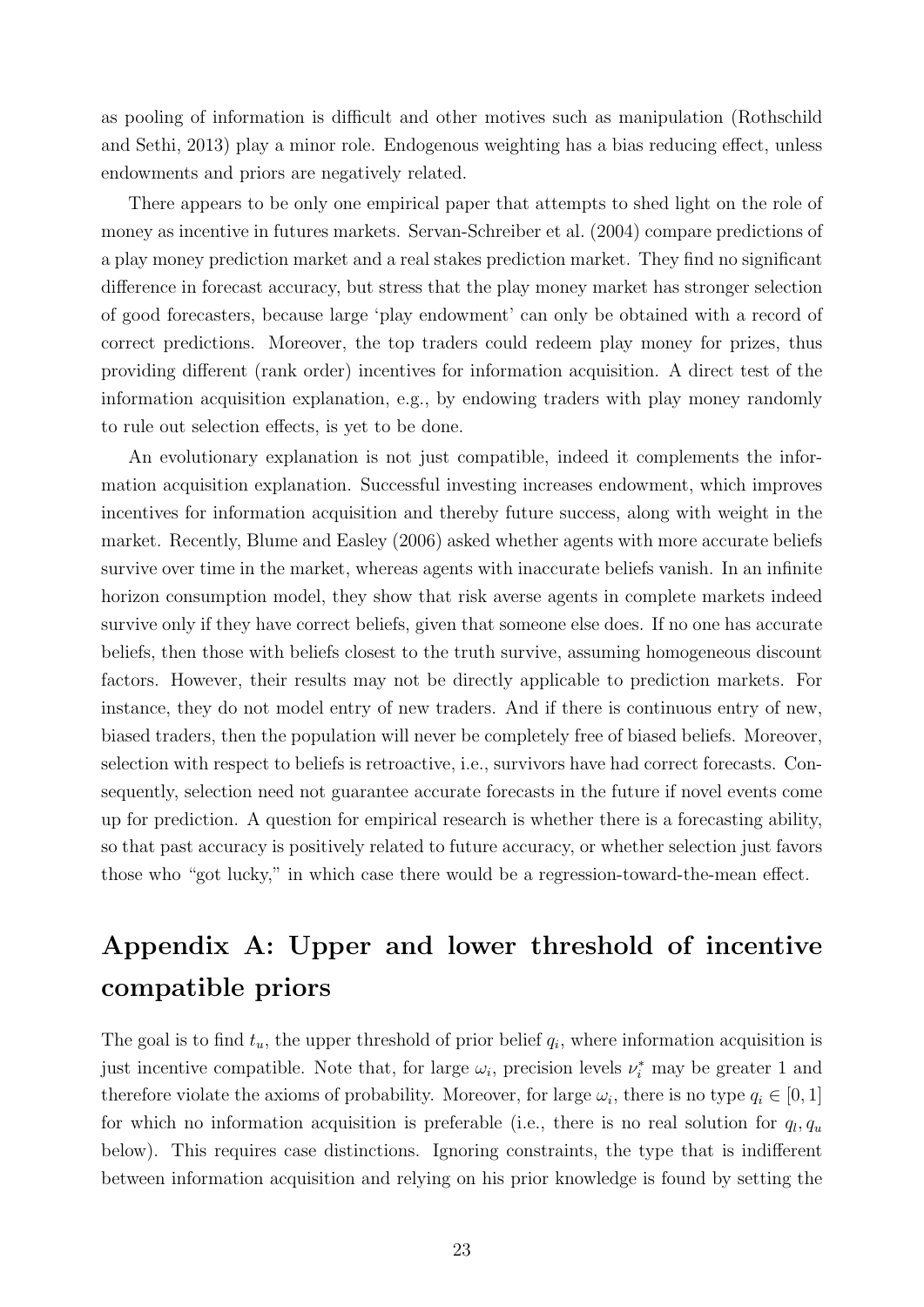as pooling of information is difficult and other motives such as manipulation (Rothschild and Sethi, 2013) play a minor role. Endogenous weighting has a bias reducing effect, unless endowments and priors are negatively related.

There appears to be only one empirical paper that attempts to shed light on the role of money as incentive in futures markets. Servan-Schreiber et al. (2004) compare predictions of a play money prediction market and a real stakes prediction market. They find no significant difference in forecast accuracy, but stress that the play money market has stronger selection of good forecasters, because large 'play endowment' can only be obtained with a record of correct predictions. Moreover, the top traders could redeem play money for prizes, thus providing different (rank order) incentives for information acquisition. A direct test of the information acquisition explanation, e.g., by endowing traders with play money randomly to rule out selection effects, is yet to be done.

An evolutionary explanation is not just compatible, indeed it complements the information acquisition explanation. Successful investing increases endowment, which improves incentives for information acquisition and thereby future success, along with weight in the market. Recently, Blume and Easley (2006) asked whether agents with more accurate beliefs survive over time in the market, whereas agents with inaccurate beliefs vanish. In an infinite horizon consumption model, they show that risk averse agents in complete markets indeed survive only if they have correct beliefs, given that someone else does. If no one has accurate beliefs, then those with beliefs closest to the truth survive, assuming homogeneous discount factors. However, their results may not be directly applicable to prediction markets. For instance, they do not model entry of new traders. And if there is continuous entry of new, biased traders, then the population will never be completely free of biased beliefs. Moreover, selection with respect to beliefs is retroactive, i.e., survivors have had correct forecasts. Consequently, selection need not guarantee accurate forecasts in the future if novel events come up for prediction. A question for empirical research is whether there is a forecasting ability, so that past accuracy is positively related to future accuracy, or whether selection just favors those who "got lucky," in which case there would be a regression-toward-the-mean effect.

# Appendix A: Upper and lower threshold of incentive compatible priors

The goal is to find $t_u$, the upper threshold of prior belief $q_i$, where information acquisition is just incentive compatible. Note that, for large $\omega_i$, precision levels $\nu_i^*$ may be greater 1 and therefore violate the axioms of probability. Moreover, for large $\omega_i$, there is no type $q_i \in [0, 1]$ for which no information acquisition is preferable (i.e., there is no real solution for $q_l, q_u$ below). This requires case distinctions. Ignoring constraints, the type that is indifferent between information acquisition and relying on his prior knowledge is found by setting the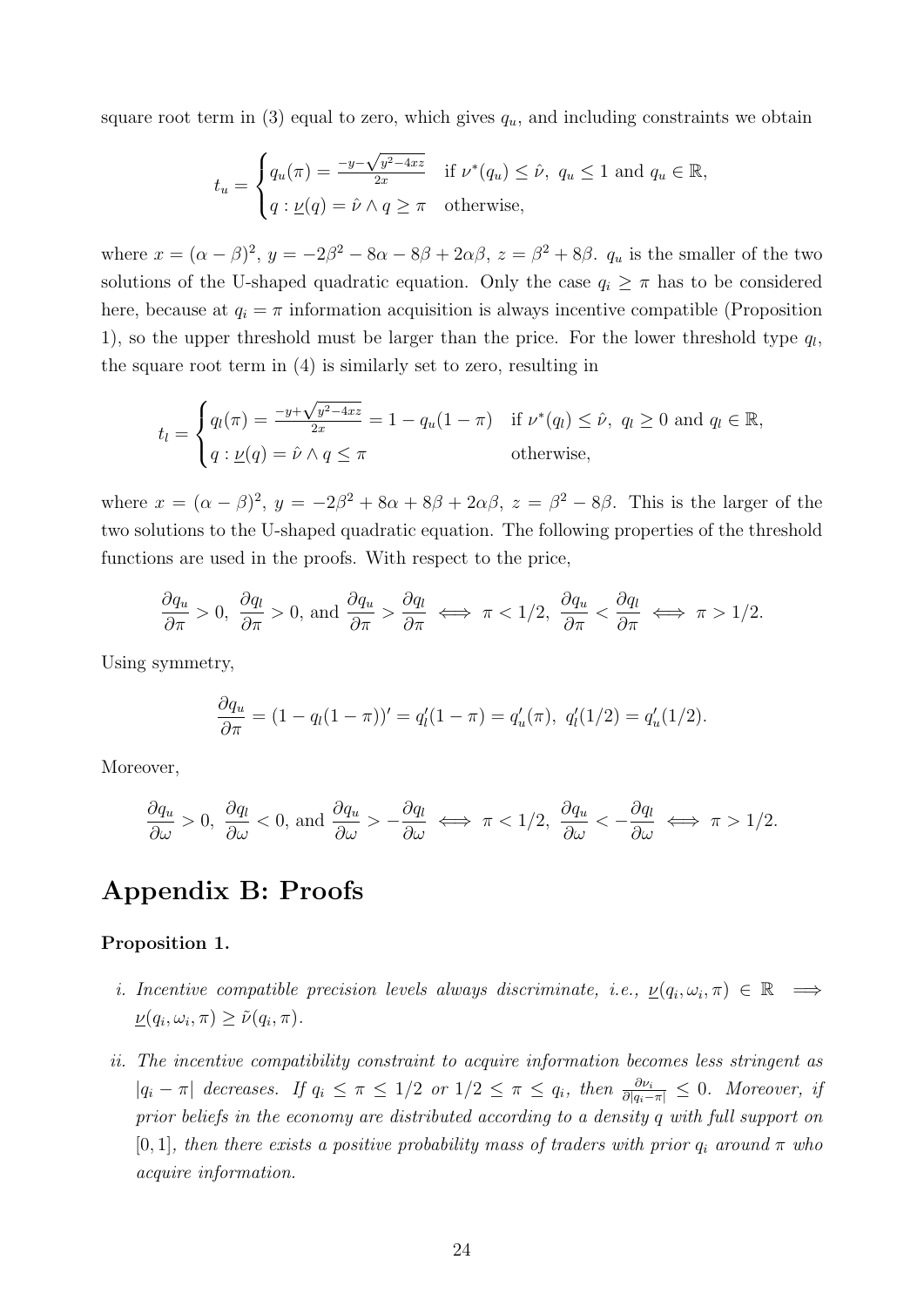square root term in (3) equal to zero, which gives $q_u$, and including constraints we obtain

$$t_u = \begin{cases} q_u(\pi) = \frac{-y-\sqrt{y^2-4xz}}{2x} & \text{if } \nu^*(q_u) \leq \hat{\nu},\ q_u \leq 1 \text{ and } q_u \in \mathbb{R}, \\ q : \underline{\nu}(q) = \hat{\nu} \wedge q \geq \pi & \text{otherwise,} \end{cases}$$

where $x = (\alpha - \beta)^2$, $y = -2\beta^2 - 8\alpha - 8\beta + 2\alpha\beta$, $z = \beta^2 + 8\beta$. $q_u$ is the smaller of the two solutions of the U-shaped quadratic equation. Only the case $q_i \geq \pi$ has to be considered here, because at $q_i = \pi$ information acquisition is always incentive compatible (Proposition 1), so the upper threshold must be larger than the price. For the lower threshold type $q_l$, the square root term in (4) is similarly set to zero, resulting in

$$t_l = \begin{cases} q_l(\pi) = \frac{-y+\sqrt{y^2-4xz}}{2x} = 1 - q_u(1-\pi) & \text{if } \nu^*(q_l) \leq \hat{\nu},\ q_l \geq 0 \text{ and } q_l \in \mathbb{R}, \\ q : \underline{\nu}(q) = \hat{\nu} \wedge q \leq \pi & \text{otherwise,} \end{cases}$$

where $x = (\alpha - \beta)^2$, $y = -2\beta^2 + 8\alpha + 8\beta + 2\alpha\beta$, $z = \beta^2 - 8\beta$. This is the larger of the two solutions to the U-shaped quadratic equation. The following properties of the threshold functions are used in the proofs. With respect to the price,

$$\frac{\partial q_u}{\partial \pi} > 0,\ \frac{\partial q_l}{\partial \pi} > 0, \text{ and } \frac{\partial q_u}{\partial \pi} > \frac{\partial q_l}{\partial \pi} \iff \pi < 1/2,\ \frac{\partial q_u}{\partial \pi} < \frac{\partial q_l}{\partial \pi} \iff \pi > 1/2.$$

Using symmetry,

$$\frac{\partial q_u}{\partial \pi} = (1 - q_l(1-\pi))' = q_l'(1-\pi) = q_u'(\pi),\ q_l'(1/2) = q_u'(1/2).$$

Moreover,

$$\frac{\partial q_u}{\partial \omega} > 0,\ \frac{\partial q_l}{\partial \omega} < 0, \text{ and } \frac{\partial q_u}{\partial \omega} > -\frac{\partial q_l}{\partial \omega} \iff \pi < 1/2,\ \frac{\partial q_u}{\partial \omega} < -\frac{\partial q_l}{\partial \omega} \iff \pi > 1/2.$$

# Appendix B: Proofs

**Proposition 1.**

*i. Incentive compatible precision levels always discriminate, i.e.,* $\underline{\nu}(q_i, \omega_i, \pi) \in \mathbb{R} \implies \underline{\nu}(q_i, \omega_i, \pi) \geq \tilde{\nu}(q_i, \pi)$.

*ii. The incentive compatibility constraint to acquire information becomes less stringent as* $|q_i - \pi|$ *decreases. If* $q_i \leq \pi \leq 1/2$ *or* $1/2 \leq \pi \leq q_i$*, then* $\frac{\partial \nu_i}{\partial |q_i - \pi|} \leq 0$*. Moreover, if prior beliefs in the economy are distributed according to a density* $q$ *with full support on* $[0, 1]$*, then there exists a positive probability mass of traders with prior* $q_i$ *around* $\pi$ *who acquire information.*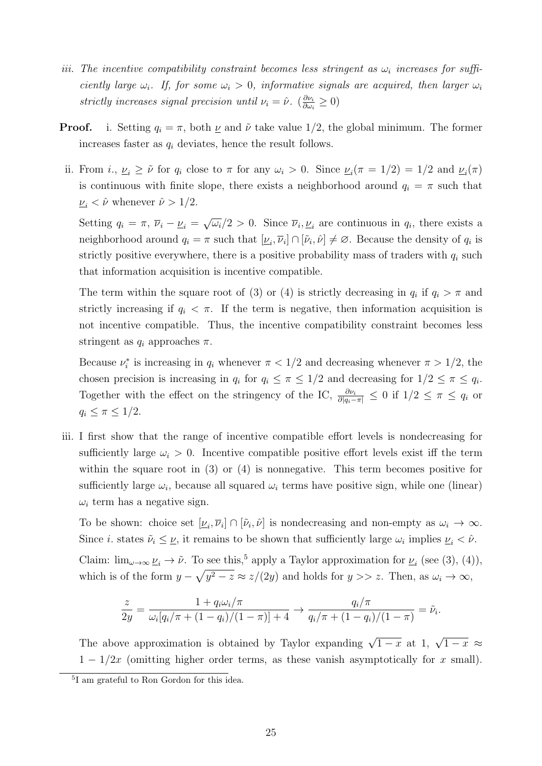iii. *The incentive compatibility constraint becomes less stringent as $\omega_i$ increases for sufficiently large $\omega_i$. If, for some $\omega_i > 0$, informative signals are acquired, then larger $\omega_i$ strictly increases signal precision until $\nu_i = \hat{\nu}$.* $(\frac{\partial \nu_i}{\partial \omega_i} \geq 0)$

**Proof.** i. Setting $q_i = \pi$, both $\underline{\nu}$ and $\tilde{\nu}$ take value $1/2$, the global minimum. The former increases faster as $q_i$ deviates, hence the result follows.

ii. From *i.*, $\underline{\nu}_i \geq \tilde{\nu}$ for $q_i$ close to $\pi$ for any $\omega_i > 0$. Since $\underline{\nu}_i(\pi = 1/2) = 1/2$ and $\underline{\nu}_i(\pi)$ is continuous with finite slope, there exists a neighborhood around $q_i = \pi$ such that $\underline{\nu}_i < \hat{\nu}$ whenever $\hat{\nu} > 1/2$.

Setting $q_i = \pi$, $\overline{\nu}_i - \underline{\nu}_i = \sqrt{\omega_i}/2 > 0$. Since $\overline{\nu}_i, \underline{\nu}_i$ are continuous in $q_i$, there exists a neighborhood around $q_i = \pi$ such that $[\underline{\nu}_i, \overline{\nu}_i] \cap [\tilde{\nu}_i, \hat{\nu}] \neq \varnothing$. Because the density of $q_i$ is strictly positive everywhere, there is a positive probability mass of traders with $q_i$ such that information acquisition is incentive compatible.

The term within the square root of (3) or (4) is strictly decreasing in $q_i$ if $q_i > \pi$ and strictly increasing if $q_i < \pi$. If the term is negative, then information acquisition is not incentive compatible. Thus, the incentive compatibility constraint becomes less stringent as $q_i$ approaches $\pi$.

Because $\nu_i^*$ is increasing in $q_i$ whenever $\pi < 1/2$ and decreasing whenever $\pi > 1/2$, the chosen precision is increasing in $q_i$ for $q_i \leq \pi \leq 1/2$ and decreasing for $1/2 \leq \pi \leq q_i$. Together with the effect on the stringency of the IC, $\frac{\partial \nu_i}{\partial |q_i - \pi|} \leq 0$ if $1/2 \leq \pi \leq q_i$ or $q_i \leq \pi \leq 1/2$.

iii. I first show that the range of incentive compatible effort levels is nondecreasing for sufficiently large $\omega_i > 0$. Incentive compatible positive effort levels exist iff the term within the square root in (3) or (4) is nonnegative. This term becomes positive for sufficiently large $\omega_i$, because all squared $\omega_i$ terms have positive sign, while one (linear) $\omega_i$ term has a negative sign.

To be shown: choice set $[\underline{\nu}_i, \overline{\nu}_i] \cap [\tilde{\nu}_i, \hat{\nu}]$ is nondecreasing and non-empty as $\omega_i \to \infty$. Since *i.* states $\tilde{\nu}_i \leq \underline{\nu}$, it remains to be shown that sufficiently large $\omega_i$ implies $\underline{\nu}_i < \hat{\nu}$.

Claim: $\lim_{\omega \to \infty} \underline{\nu}_i \to \tilde{\nu}$. To see this,[5] apply a Taylor approximation for $\underline{\nu}_i$ (see (3), (4)), which is of the form $y - \sqrt{y^2 - z} \approx z/(2y)$ and holds for $y >> z$. Then, as $\omega_i \to \infty$,

$$\frac{z}{2y} = \frac{1 + q_i \omega_i / \pi}{\omega_i [q_i/\pi + (1 - q_i)/(1 - \pi)] + 4} \to \frac{q_i/\pi}{q_i/\pi + (1 - q_i)/(1 - \pi)} = \tilde{\nu}_i.$$

The above approximation is obtained by Taylor expanding $\sqrt{1-x}$ at 1, $\sqrt{1-x} \approx 1 - 1/2x$ (omitting higher order terms, as these vanish asymptotically for $x$ small).

[5] I am grateful to Ron Gordon for this idea.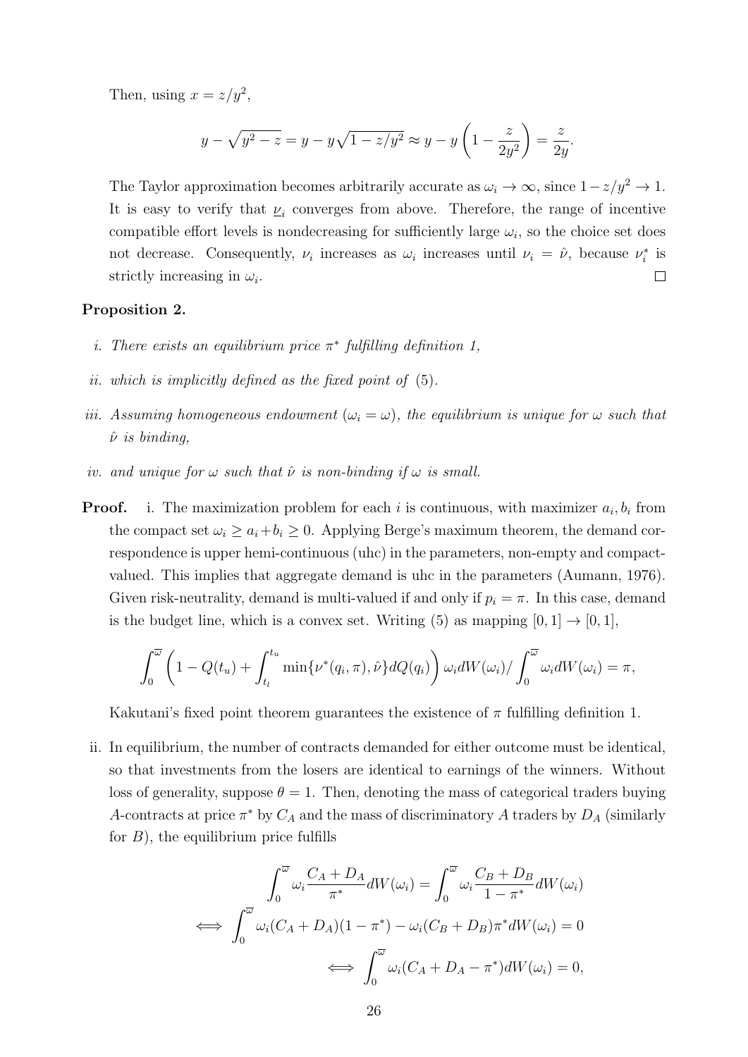Then, using $x = z/y^2$,

$$y - \sqrt{y^2 - z} = y - y\sqrt{1 - z/y^2} \approx y - y\left(1 - \frac{z}{2y^2}\right) = \frac{z}{2y}.$$

The Taylor approximation becomes arbitrarily accurate as $\omega_i \to \infty$, since $1 - z/y^2 \to 1$. It is easy to verify that $\underline{\nu}_i$ converges from above. Therefore, the range of incentive compatible effort levels is nondecreasing for sufficiently large $\omega_i$, so the choice set does not decrease. Consequently, $\nu_i$ increases as $\omega_i$ increases until $\nu_i = \hat{\nu}$, because $\nu_i^*$ is strictly increasing in $\omega_i$. $\square$

**Proposition 2.**

*i. There exists an equilibrium price $\pi^*$ fulfilling definition 1,*

*ii. which is implicitly defined as the fixed point of (5).*

*iii. Assuming homogeneous endowment ($\omega_i = \omega$), the equilibrium is unique for $\omega$ such that $\hat{\nu}$ is binding,*

*iv. and unique for $\omega$ such that $\hat{\nu}$ is non-binding if $\omega$ is small.*

**Proof.** i. The maximization problem for each $i$ is continuous, with maximizer $a_i, b_i$ from the compact set $\omega_i \geq a_i + b_i \geq 0$. Applying Berge's maximum theorem, the demand correspondence is upper hemi-continuous (uhc) in the parameters, non-empty and compact-valued. This implies that aggregate demand is uhc in the parameters (Aumann, 1976). Given risk-neutrality, demand is multi-valued if and only if $p_i = \pi$. In this case, demand is the budget line, which is a convex set. Writing (5) as mapping $[0, 1] \to [0, 1]$,

$$\int_0^{\overline{\omega}} \left(1 - Q(t_u) + \int_{t_l}^{t_u} \min\{\nu^*(q_i, \pi), \hat{\nu}\} dQ(q_i)\right) \omega_i dW(\omega_i) / \int_0^{\overline{\omega}} \omega_i dW(\omega_i) = \pi,$$

Kakutani's fixed point theorem guarantees the existence of $\pi$ fulfilling definition 1.

ii. In equilibrium, the number of contracts demanded for either outcome must be identical, so that investments from the losers are identical to earnings of the winners. Without loss of generality, suppose $\theta = 1$. Then, denoting the mass of categorical traders buying $A$-contracts at price $\pi^*$ by $C_A$ and the mass of discriminatory $A$ traders by $D_A$ (similarly for $B$), the equilibrium price fulfills

$$\int_0^{\overline{\omega}} \omega_i \frac{C_A + D_A}{\pi^*} dW(\omega_i) = \int_0^{\overline{\omega}} \omega_i \frac{C_B + D_B}{1 - \pi^*} dW(\omega_i)$$

$$\iff \int_0^{\overline{\omega}} \omega_i (C_A + D_A)(1 - \pi^*) - \omega_i (C_B + D_B)\pi^* dW(\omega_i) = 0$$

$$\iff \int_0^{\overline{\omega}} \omega_i (C_A + D_A - \pi^*) dW(\omega_i) = 0,$$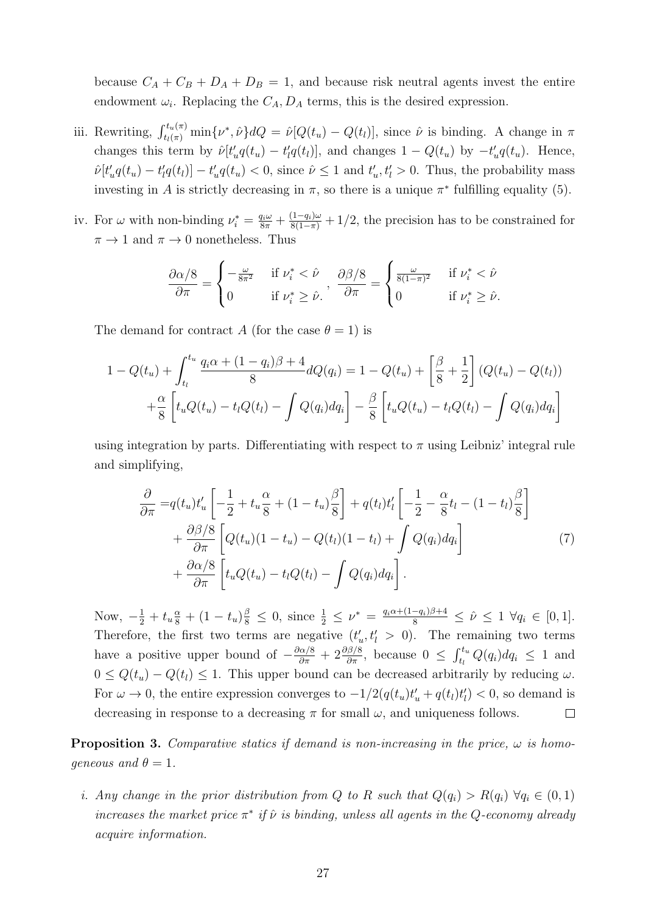because $C_A + C_B + D_A + D_B = 1$, and because risk neutral agents invest the entire endowment $\omega_i$. Replacing the $C_A, D_A$ terms, this is the desired expression.

iii. Rewriting, $\int_{t_l(\pi)}^{t_u(\pi)} \min\{\nu^*, \hat{\nu}\} dQ = \hat{\nu}[Q(t_u) - Q(t_l)]$, since $\hat{\nu}$ is binding. A change in $\pi$ changes this term by $\hat{\nu}[t_u' q(t_u) - t_l' q(t_l)]$, and changes $1 - Q(t_u)$ by $-t_u' q(t_u)$. Hence, $\hat{\nu}[t_u' q(t_u) - t_l' q(t_l)] - t_u' q(t_u) < 0$, since $\hat{\nu} \leq 1$ and $t_u', t_l' > 0$. Thus, the probability mass investing in $A$ is strictly decreasing in $\pi$, so there is a unique $\pi^*$ fulfilling equality (5).

iv. For $\omega$ with non-binding $\nu_i^* = \frac{q_i \omega}{8\pi} + \frac{(1-q_i)\omega}{8(1-\pi)} + 1/2$, the precision has to be constrained for $\pi \to 1$ and $\pi \to 0$ nonetheless. Thus

$$\frac{\partial \alpha/8}{\partial \pi} = \begin{cases} -\frac{\omega}{8\pi^2} & \text{if } \nu_i^* < \hat{\nu} \\ 0 & \text{if } \nu_i^* \geq \hat{\nu}. \end{cases}, \quad \frac{\partial \beta/8}{\partial \pi} = \begin{cases} \frac{\omega}{8(1-\pi)^2} & \text{if } \nu_i^* < \hat{\nu} \\ 0 & \text{if } \nu_i^* \geq \hat{\nu}. \end{cases}$$

The demand for contract $A$ (for the case $\theta = 1$) is

$$\begin{aligned}
1 - Q(t_u) + \int_{t_l}^{t_u} \frac{q_i \alpha + (1-q_i)\beta + 4}{8} dQ(q_i) &= 1 - Q(t_u) + \left[\frac{\beta}{8} + \frac{1}{2}\right](Q(t_u) - Q(t_l)) \\
+ \frac{\alpha}{8}\left[t_u Q(t_u) - t_l Q(t_l) - \int Q(q_i) dq_i\right] &- \frac{\beta}{8}\left[t_u Q(t_u) - t_l Q(t_l) - \int Q(q_i) dq_i\right]
\end{aligned}$$

using integration by parts. Differentiating with respect to $\pi$ using Leibniz' integral rule and simplifying,

$$\begin{aligned}
\frac{\partial}{\partial \pi} =& q(t_u) t_u' \left[-\frac{1}{2} + t_u \frac{\alpha}{8} + (1 - t_u)\frac{\beta}{8}\right] + q(t_l) t_l' \left[-\frac{1}{2} - \frac{\alpha}{8} t_l - (1 - t_l)\frac{\beta}{8}\right] \\
&+ \frac{\partial \beta/8}{\partial \pi}\left[Q(t_u)(1 - t_u) - Q(t_l)(1 - t_l) + \int Q(q_i) dq_i\right] \\
&+ \frac{\partial \alpha/8}{\partial \pi}\left[t_u Q(t_u) - t_l Q(t_l) - \int Q(q_i) dq_i\right].
\end{aligned} \tag{7}$$

Now, $-\frac{1}{2} + t_u \frac{\alpha}{8} + (1 - t_u)\frac{\beta}{8} \leq 0$, since $\frac{1}{2} \leq \nu^* = \frac{q_i \alpha + (1-q_i)\beta + 4}{8} \leq \hat{\nu} \leq 1 \; \forall q_i \in [0, 1]$. Therefore, the first two terms are negative ($t_u', t_l' > 0$). The remaining two terms have a positive upper bound of $-\frac{\partial \alpha/8}{\partial \pi} + 2\frac{\partial \beta/8}{\partial \pi}$, because $0 \leq \int_{t_l}^{t_u} Q(q_i) dq_i \leq 1$ and $0 \leq Q(t_u) - Q(t_l) \leq 1$. This upper bound can be decreased arbitrarily by reducing $\omega$. For $\omega \to 0$, the entire expression converges to $-1/2(q(t_u)t_u' + q(t_l)t_l') < 0$, so demand is decreasing in response to a decreasing $\pi$ for small $\omega$, and uniqueness follows. $\square$

**Proposition 3.** *Comparative statics if demand is non-increasing in the price, $\omega$ is homogeneous and $\theta = 1$.*

*i. Any change in the prior distribution from $Q$ to $R$ such that $Q(q_i) > R(q_i) \; \forall q_i \in (0, 1)$ increases the market price $\pi^*$ if $\hat{\nu}$ is binding, unless all agents in the $Q$-economy already acquire information.*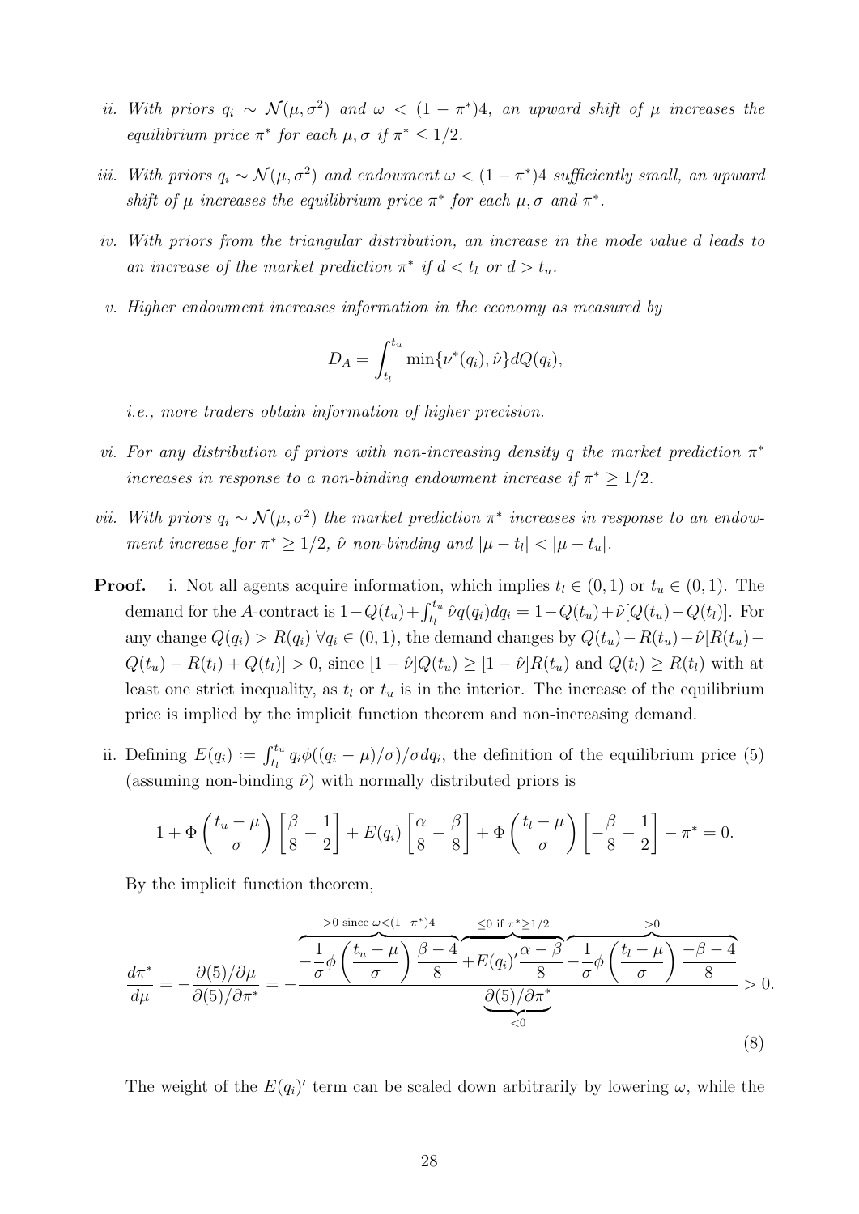ii. *With priors $q_i \sim \mathcal{N}(\mu, \sigma^2)$ and $\omega < (1-\pi^*)4$, an upward shift of $\mu$ increases the equilibrium price $\pi^*$ for each $\mu, \sigma$ if $\pi^* \leq 1/2$.*

iii. *With priors $q_i \sim \mathcal{N}(\mu, \sigma^2)$ and endowment $\omega < (1-\pi^*)4$ sufficiently small, an upward shift of $\mu$ increases the equilibrium price $\pi^*$ for each $\mu, \sigma$ and $\pi^*$.*

iv. *With priors from the triangular distribution, an increase in the mode value $d$ leads to an increase of the market prediction $\pi^*$ if $d < t_l$ or $d > t_u$.*

v. *Higher endowment increases information in the economy as measured by*

$$D_A = \int_{t_l}^{t_u} \min\{\nu^*(q_i), \hat{\nu}\} dQ(q_i),$$

*i.e., more traders obtain information of higher precision.*

vi. *For any distribution of priors with non-increasing density $q$ the market prediction $\pi^*$ increases in response to a non-binding endowment increase if $\pi^* \geq 1/2$.*

vii. *With priors $q_i \sim \mathcal{N}(\mu, \sigma^2)$ the market prediction $\pi^*$ increases in response to an endowment increase for $\pi^* \geq 1/2$, $\hat{\nu}$ non-binding and $|\mu - t_l| < |\mu - t_u|$.*

**Proof.** i. Not all agents acquire information, which implies $t_l \in (0,1)$ or $t_u \in (0,1)$. The demand for the $A$-contract is $1 - Q(t_u) + \int_{t_l}^{t_u} \hat{\nu} q(q_i) dq_i = 1 - Q(t_u) + \hat{\nu}[Q(t_u) - Q(t_l)]$. For any change $Q(q_i) > R(q_i) \; \forall q_i \in (0,1)$, the demand changes by $Q(t_u) - R(t_u) + \hat{\nu}[R(t_u) - Q(t_u) - R(t_l) + Q(t_l)] > 0$, since $[1-\hat{\nu}]Q(t_u) \geq [1-\hat{\nu}]R(t_u)$ and $Q(t_l) \geq R(t_l)$ with at least one strict inequality, as $t_l$ or $t_u$ is in the interior. The increase of the equilibrium price is implied by the implicit function theorem and non-increasing demand.

ii. Defining $E(q_i) := \int_{t_l}^{t_u} q_i \phi((q_i - \mu)/\sigma)/\sigma dq_i$, the definition of the equilibrium price (5) (assuming non-binding $\hat{\nu}$) with normally distributed priors is

$$1 + \Phi\left(\frac{t_u - \mu}{\sigma}\right)\left[\frac{\beta}{8} - \frac{1}{2}\right] + E(q_i)\left[\frac{\alpha}{8} - \frac{\beta}{8}\right] + \Phi\left(\frac{t_l - \mu}{\sigma}\right)\left[-\frac{\beta}{8} - \frac{1}{2}\right] - \pi^* = 0.$$

By the implicit function theorem,

$$\frac{d\pi^*}{d\mu} = -\frac{\partial(5)/\partial\mu}{\partial(5)/\partial\pi^*} = -\frac{\overbrace{-\frac{1}{\sigma}\phi\left(\frac{t_u - \mu}{\sigma}\right)\frac{\beta - 4}{8}}^{>0 \text{ since } \omega < (1-\pi^*)4} \overbrace{+ E(q_i)'\frac{\alpha - \beta}{8}}^{\leq 0 \text{ if } \pi^* \geq 1/2} \overbrace{- \frac{1}{\sigma}\phi\left(\frac{t_l - \mu}{\sigma}\right)\frac{-\beta - 4}{8}}^{>0}}{\underbrace{\partial(5)/\partial\pi^*}_{<0}} > 0. \tag{8}$$

The weight of the $E(q_i)'$ term can be scaled down arbitrarily by lowering $\omega$, while the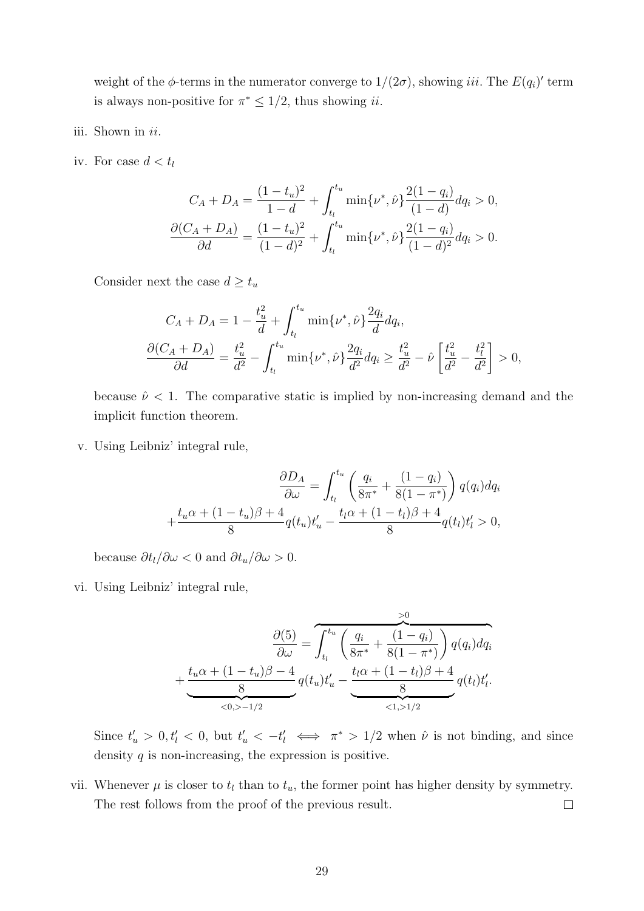weight of the $\phi$-terms in the numerator converge to $1/(2\sigma)$, showing *iii*. The $E(q_i)'$ term is always non-positive for $\pi^* \leq 1/2$, thus showing *ii*.

iii. Shown in *ii*.

iv. For case $d < t_l$

$$
\begin{aligned}
C_A + D_A &= \frac{(1-t_u)^2}{1-d} + \int_{t_l}^{t_u} \min\{\nu^*, \hat{\nu}\} \frac{2(1-q_i)}{(1-d)} dq_i > 0, \\
\frac{\partial(C_A + D_A)}{\partial d} &= \frac{(1-t_u)^2}{(1-d)^2} + \int_{t_l}^{t_u} \min\{\nu^*, \hat{\nu}\} \frac{2(1-q_i)}{(1-d)^2} dq_i > 0.
\end{aligned}
$$

Consider next the case $d \geq t_u$

$$
\begin{aligned}
C_A + D_A &= 1 - \frac{t_u^2}{d} + \int_{t_l}^{t_u} \min\{\nu^*, \hat{\nu}\} \frac{2q_i}{d} dq_i, \\
\frac{\partial(C_A + D_A)}{\partial d} &= \frac{t_u^2}{d^2} - \int_{t_l}^{t_u} \min\{\nu^*, \hat{\nu}\} \frac{2q_i}{d^2} dq_i \geq \frac{t_u^2}{d^2} - \hat{\nu}\left[\frac{t_u^2}{d^2} - \frac{t_l^2}{d^2}\right] > 0,
\end{aligned}
$$

because $\hat{\nu} < 1$. The comparative static is implied by non-increasing demand and the implicit function theorem.

v. Using Leibniz' integral rule,

$$
\begin{aligned}
\frac{\partial D_A}{\partial \omega} &= \int_{t_l}^{t_u} \left(\frac{q_i}{8\pi^*} + \frac{(1-q_i)}{8(1-\pi^*)}\right) q(q_i) dq_i \\
&+ \frac{t_u\alpha + (1-t_u)\beta + 4}{8} q(t_u) t_u' - \frac{t_l\alpha + (1-t_l)\beta + 4}{8} q(t_l) t_l' > 0,
\end{aligned}
$$

because $\partial t_l/\partial\omega < 0$ and $\partial t_u/\partial\omega > 0$.

vi. Using Leibniz' integral rule,

$$
\begin{aligned}
\frac{\partial(5)}{\partial \omega} &= \overbrace{\int_{t_l}^{t_u} \left(\frac{q_i}{8\pi^*} + \frac{(1-q_i)}{8(1-\pi^*)}\right) q(q_i) dq_i}^{>0} \\
&+ \underbrace{\frac{t_u\alpha + (1-t_u)\beta - 4}{8}}_{<0, > -1/2} q(t_u) t_u' - \underbrace{\frac{t_l\alpha + (1-t_l)\beta + 4}{8}}_{<1, > 1/2} q(t_l) t_l'.
\end{aligned}
$$

Since $t_u' > 0, t_l' < 0$, but $t_u' < -t_l' \iff \pi^* > 1/2$ when $\hat{\nu}$ is not binding, and since density $q$ is non-increasing, the expression is positive.

vii. Whenever $\mu$ is closer to $t_l$ than to $t_u$, the former point has higher density by symmetry. The rest follows from the proof of the previous result. □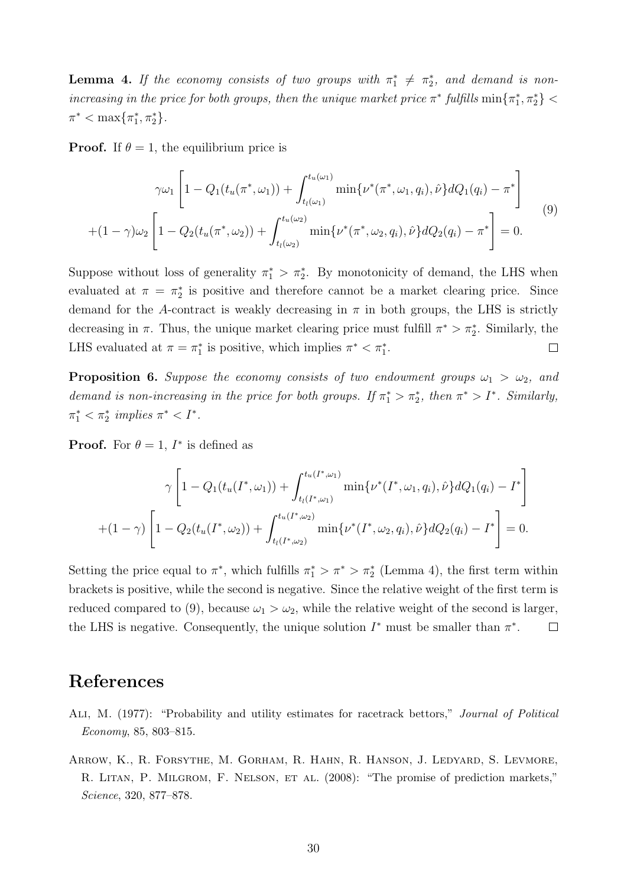**Lemma 4.** *If the economy consists of two groups with $\pi_1^* \neq \pi_2^*$, and demand is non-increasing in the price for both groups, then the unique market price $\pi^*$ fulfills $\min\{\pi_1^*, \pi_2^*\} < \pi^* < \max\{\pi_1^*, \pi_2^*\}$.*

**Proof.** If $\theta = 1$, the equilibrium price is

$$
\begin{aligned}
&\gamma\omega_1 \left[ 1 - Q_1(t_u(\pi^*, \omega_1)) + \int_{t_l(\omega_1)}^{t_u(\omega_1)} \min\{\nu^*(\pi^*, \omega_1, q_i), \hat{\nu}\} dQ_1(q_i) - \pi^* \right] \\
&+ (1-\gamma)\omega_2 \left[ 1 - Q_2(t_u(\pi^*, \omega_2)) + \int_{t_l(\omega_2)}^{t_u(\omega_2)} \min\{\nu^*(\pi^*, \omega_2, q_i), \hat{\nu}\} dQ_2(q_i) - \pi^* \right] = 0.
\end{aligned}
\tag{9}
$$

Suppose without loss of generality $\pi_1^* > \pi_2^*$. By monotonicity of demand, the LHS when evaluated at $\pi = \pi_2^*$ is positive and therefore cannot be a market clearing price. Since demand for the $A$-contract is weakly decreasing in $\pi$ in both groups, the LHS is strictly decreasing in $\pi$. Thus, the unique market clearing price must fulfill $\pi^* > \pi_2^*$. Similarly, the LHS evaluated at $\pi = \pi_1^*$ is positive, which implies $\pi^* < \pi_1^*$. $\square$

**Proposition 6.** *Suppose the economy consists of two endowment groups $\omega_1 > \omega_2$, and demand is non-increasing in the price for both groups. If $\pi_1^* > \pi_2^*$, then $\pi^* > I^*$. Similarly, $\pi_1^* < \pi_2^*$ implies $\pi^* < I^*$.*

**Proof.** For $\theta = 1$, $I^*$ is defined as

$$
\begin{aligned}
&\gamma \left[ 1 - Q_1(t_u(I^*, \omega_1)) + \int_{t_l(I^*, \omega_1)}^{t_u(I^*, \omega_1)} \min\{\nu^*(I^*, \omega_1, q_i), \hat{\nu}\} dQ_1(q_i) - I^* \right] \\
&+ (1-\gamma) \left[ 1 - Q_2(t_u(I^*, \omega_2)) + \int_{t_l(I^*, \omega_2)}^{t_u(I^*, \omega_2)} \min\{\nu^*(I^*, \omega_2, q_i), \hat{\nu}\} dQ_2(q_i) - I^* \right] = 0.
\end{aligned}
$$

Setting the price equal to $\pi^*$, which fulfills $\pi_1^* > \pi^* > \pi_2^*$ (Lemma 4), the first term within brackets is positive, while the second is negative. Since the relative weight of the first term is reduced compared to (9), because $\omega_1 > \omega_2$, while the relative weight of the second is larger, the LHS is negative. Consequently, the unique solution $I^*$ must be smaller than $\pi^*$. $\square$

# References

Ali, M. (1977): "Probability and utility estimates for racetrack bettors," *Journal of Political Economy*, 85, 803–815.

Arrow, K., R. Forsythe, M. Gorham, R. Hahn, R. Hanson, J. Ledyard, S. Levmore, R. Litan, P. Milgrom, F. Nelson, et al. (2008): "The promise of prediction markets," *Science*, 320, 877–878.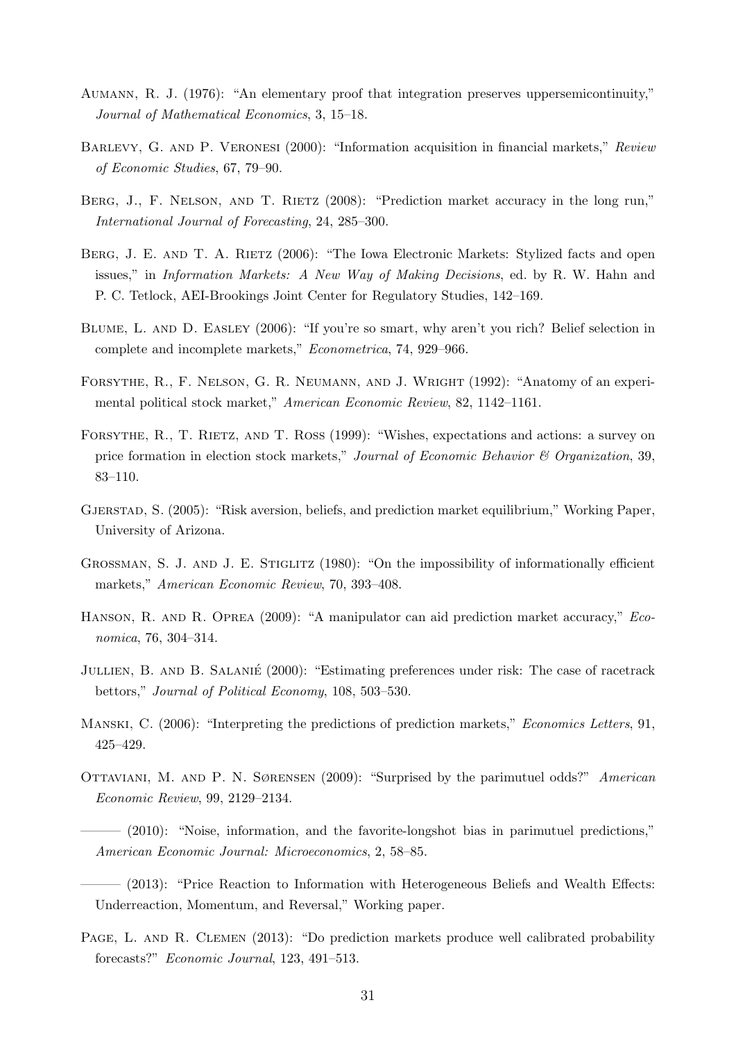Aumann, R. J. (1976): "An elementary proof that integration preserves uppersemicontinuity," *Journal of Mathematical Economics*, 3, 15–18.

Barlevy, G. and P. Veronesi (2000): "Information acquisition in financial markets," *Review of Economic Studies*, 67, 79–90.

Berg, J., F. Nelson, and T. Rietz (2008): "Prediction market accuracy in the long run," *International Journal of Forecasting*, 24, 285–300.

Berg, J. E. and T. A. Rietz (2006): "The Iowa Electronic Markets: Stylized facts and open issues," in *Information Markets: A New Way of Making Decisions*, ed. by R. W. Hahn and P. C. Tetlock, AEI-Brookings Joint Center for Regulatory Studies, 142–169.

Blume, L. and D. Easley (2006): "If you're so smart, why aren't you rich? Belief selection in complete and incomplete markets," *Econometrica*, 74, 929–966.

Forsythe, R., F. Nelson, G. R. Neumann, and J. Wright (1992): "Anatomy of an experimental political stock market," *American Economic Review*, 82, 1142–1161.

Forsythe, R., T. Rietz, and T. Ross (1999): "Wishes, expectations and actions: a survey on price formation in election stock markets," *Journal of Economic Behavior & Organization*, 39, 83–110.

Gjerstad, S. (2005): "Risk aversion, beliefs, and prediction market equilibrium," Working Paper, University of Arizona.

Grossman, S. J. and J. E. Stiglitz (1980): "On the impossibility of informationally efficient markets," *American Economic Review*, 70, 393–408.

Hanson, R. and R. Oprea (2009): "A manipulator can aid prediction market accuracy," *Economica*, 76, 304–314.

Jullien, B. and B. Salanié (2000): "Estimating preferences under risk: The case of racetrack bettors," *Journal of Political Economy*, 108, 503–530.

Manski, C. (2006): "Interpreting the predictions of prediction markets," *Economics Letters*, 91, 425–429.

Ottaviani, M. and P. N. Sørensen (2009): "Surprised by the parimutuel odds?" *American Economic Review*, 99, 2129–2134.

——— (2010): "Noise, information, and the favorite-longshot bias in parimutuel predictions," *American Economic Journal: Microeconomics*, 2, 58–85.

——— (2013): "Price Reaction to Information with Heterogeneous Beliefs and Wealth Effects: Underreaction, Momentum, and Reversal," Working paper.

Page, L. and R. Clemen (2013): "Do prediction markets produce well calibrated probability forecasts?" *Economic Journal*, 123, 491–513.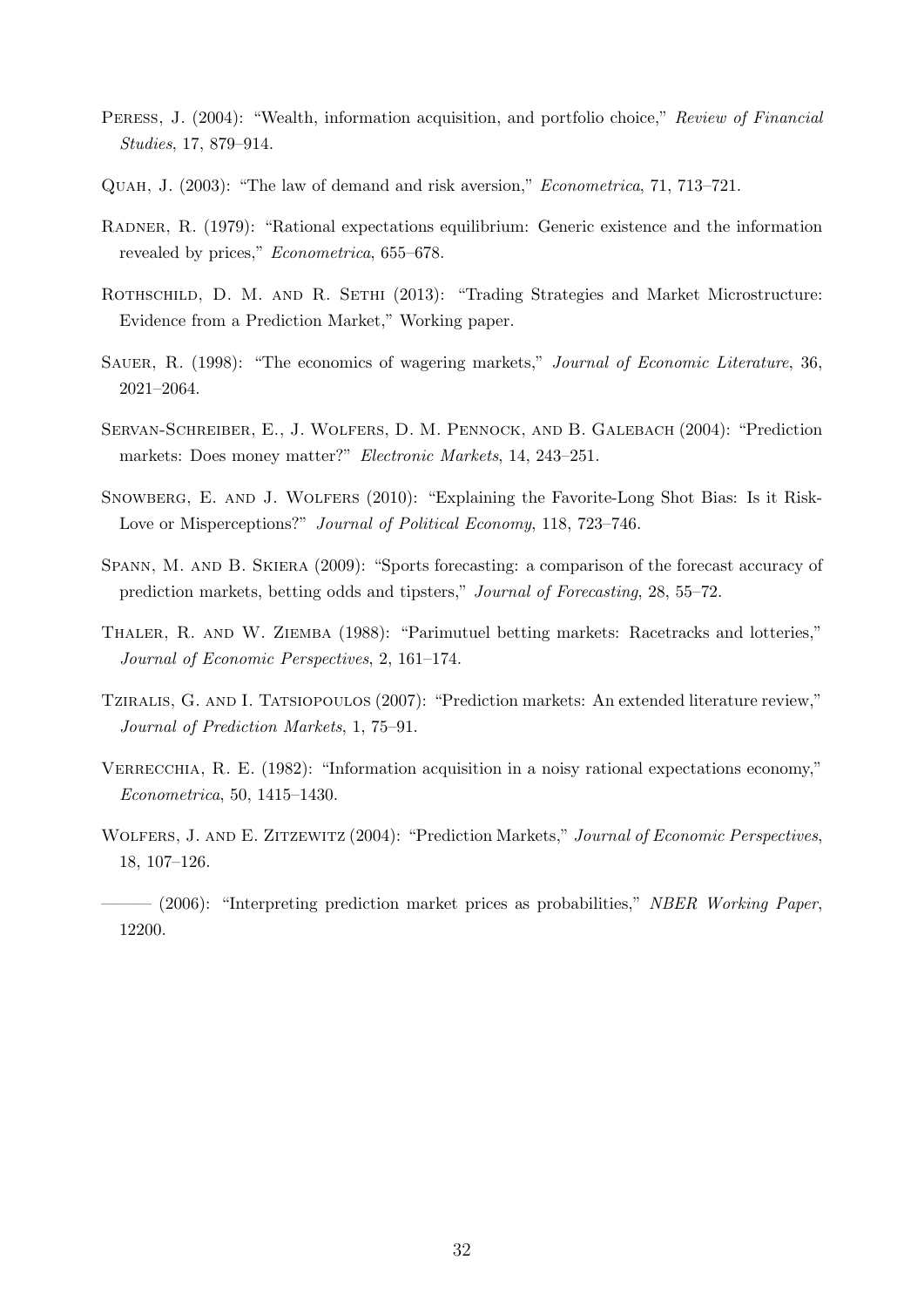Peress, J. (2004): "Wealth, information acquisition, and portfolio choice," *Review of Financial Studies*, 17, 879–914.

Quah, J. (2003): "The law of demand and risk aversion," *Econometrica*, 71, 713–721.

Radner, R. (1979): "Rational expectations equilibrium: Generic existence and the information revealed by prices," *Econometrica*, 655–678.

Rothschild, D. M. and R. Sethi (2013): "Trading Strategies and Market Microstructure: Evidence from a Prediction Market," Working paper.

Sauer, R. (1998): "The economics of wagering markets," *Journal of Economic Literature*, 36, 2021–2064.

Servan-Schreiber, E., J. Wolfers, D. M. Pennock, and B. Galebach (2004): "Prediction markets: Does money matter?" *Electronic Markets*, 14, 243–251.

Snowberg, E. and J. Wolfers (2010): "Explaining the Favorite-Long Shot Bias: Is it Risk-Love or Misperceptions?" *Journal of Political Economy*, 118, 723–746.

Spann, M. and B. Skiera (2009): "Sports forecasting: a comparison of the forecast accuracy of prediction markets, betting odds and tipsters," *Journal of Forecasting*, 28, 55–72.

Thaler, R. and W. Ziemba (1988): "Parimutuel betting markets: Racetracks and lotteries," *Journal of Economic Perspectives*, 2, 161–174.

Tziralis, G. and I. Tatsiopoulos (2007): "Prediction markets: An extended literature review," *Journal of Prediction Markets*, 1, 75–91.

Verrecchia, R. E. (1982): "Information acquisition in a noisy rational expectations economy," *Econometrica*, 50, 1415–1430.

Wolfers, J. and E. Zitzewitz (2004): "Prediction Markets," *Journal of Economic Perspectives*, 18, 107–126.

——— (2006): "Interpreting prediction market prices as probabilities," *NBER Working Paper*, 12200.